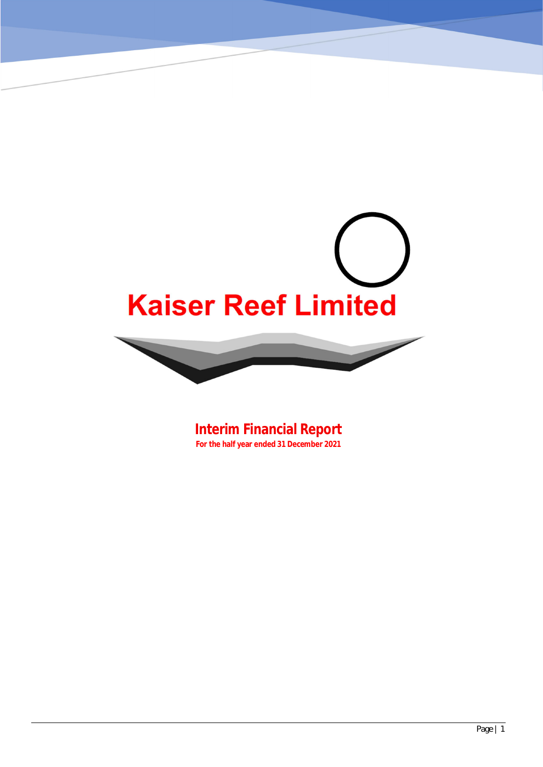# Kaiser Reef Limited

## Interim Financial Report

**For the half year ended 31 December 2021**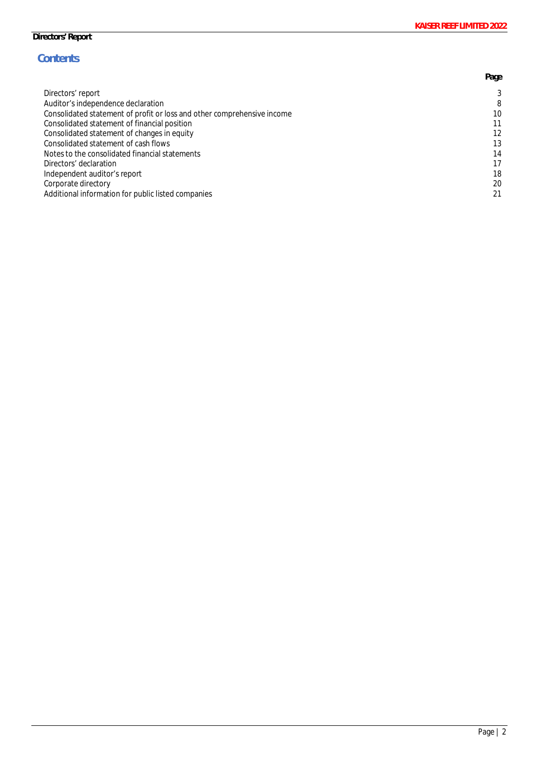## Contents

| | Page |
|---|---|
| Directors' report | 3 |
| Auditor's independence declaration | 8 |
| Consolidated statement of profit or loss and other comprehensive income | 10 |
| Consolidated statement of financial position | 11 |
| Consolidated statement of changes in equity | 12 |
| Consolidated statement of cash flows | 13 |
| Notes to the consolidated financial statements | 14 |
| Directors' declaration | 17 |
| Independent auditor's report | 18 |
| Corporate directory | 20 |
| Additional information for public listed companies | 21 |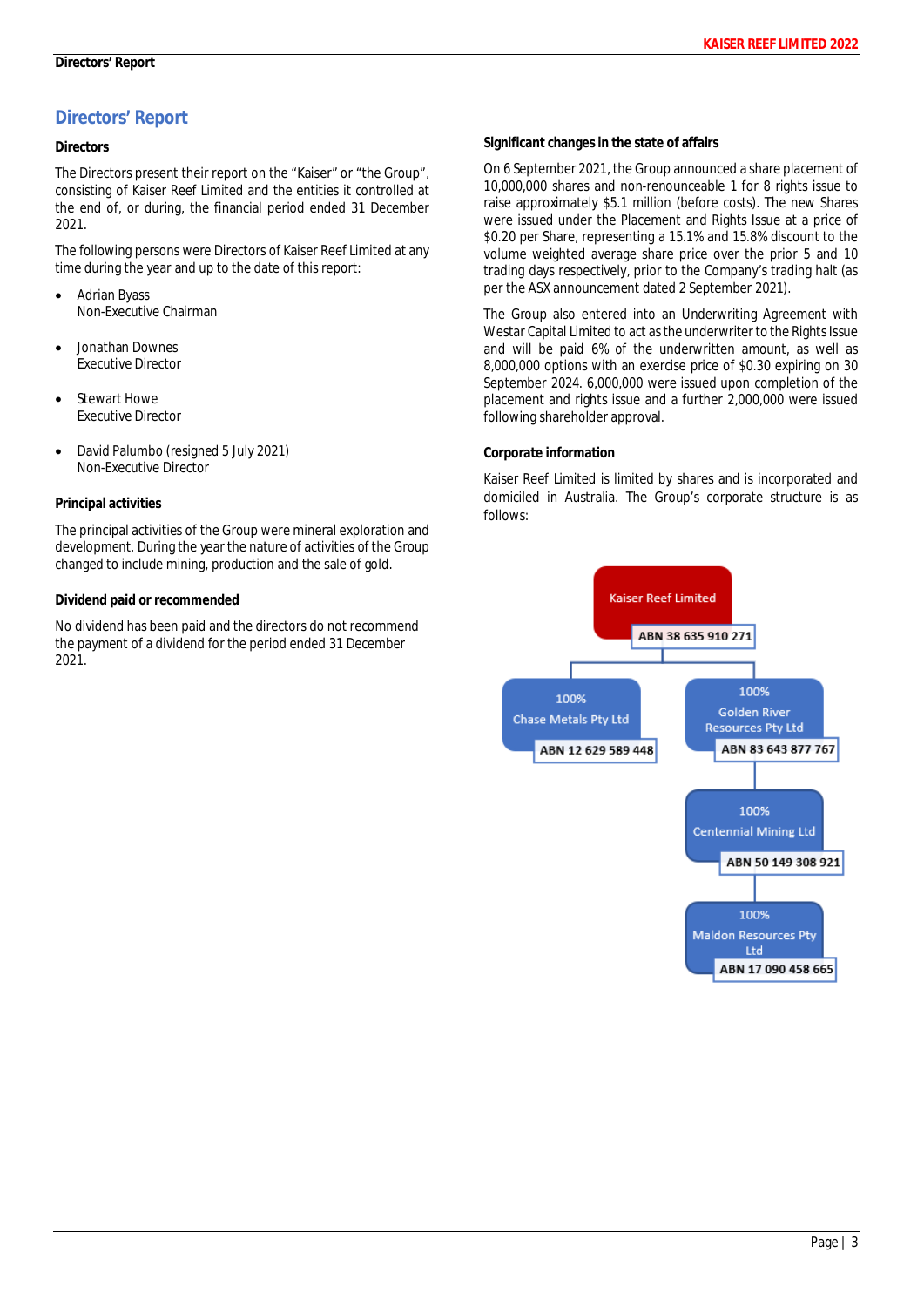# Directors' Report

## Directors

The Directors present their report on the "Kaiser" or "the Group", consisting of Kaiser Reef Limited and the entities it controlled at the end of, or during, the financial period ended 31 December 2021.

The following persons were Directors of Kaiser Reef Limited at any time during the year and up to the date of this report:

- Adrian Byass
  Non-Executive Chairman
- Jonathan Downes
  Executive Director
- Stewart Howe
  Executive Director
- David Palumbo (resigned 5 July 2021)
  Non-Executive Director

## Principal activities

The principal activities of the Group were mineral exploration and development. During the year the nature of activities of the Group changed to include mining, production and the sale of gold.

## Dividend paid or recommended

No dividend has been paid and the directors do not recommend the payment of a dividend for the period ended 31 December 2021.

## Significant changes in the state of affairs

On 6 September 2021, the Group announced a share placement of 10,000,000 shares and non-renounceable 1 for 8 rights issue to raise approximately $5.1 million (before costs). The new Shares were issued under the Placement and Rights Issue at a price of $0.20 per Share, representing a 15.1% and 15.8% discount to the volume weighted average share price over the prior 5 and 10 trading days respectively, prior to the Company's trading halt (as per the ASX announcement dated 2 September 2021).

The Group also entered into an Underwriting Agreement with Westar Capital Limited to act as the underwriter to the Rights Issue and will be paid 6% of the underwritten amount, as well as 8,000,000 options with an exercise price of $0.30 expiring on 30 September 2024. 6,000,000 were issued upon completion of the placement and rights issue and a further 2,000,000 were issued following shareholder approval.

## Corporate information

Kaiser Reef Limited is limited by shares and is incorporated and domiciled in Australia. The Group's corporate structure is as follows:

- Kaiser Reef Limited (ABN 38 635 910 271)
  - 100% Chase Metals Pty Ltd (ABN 12 629 589 448)
  - 100% Golden River Resources Pty Ltd (ABN 83 643 877 767)
    - 100% Centennial Mining Ltd (ABN 50 149 308 921)
      - 100% Maldon Resources Pty Ltd (ABN 17 090 458 665)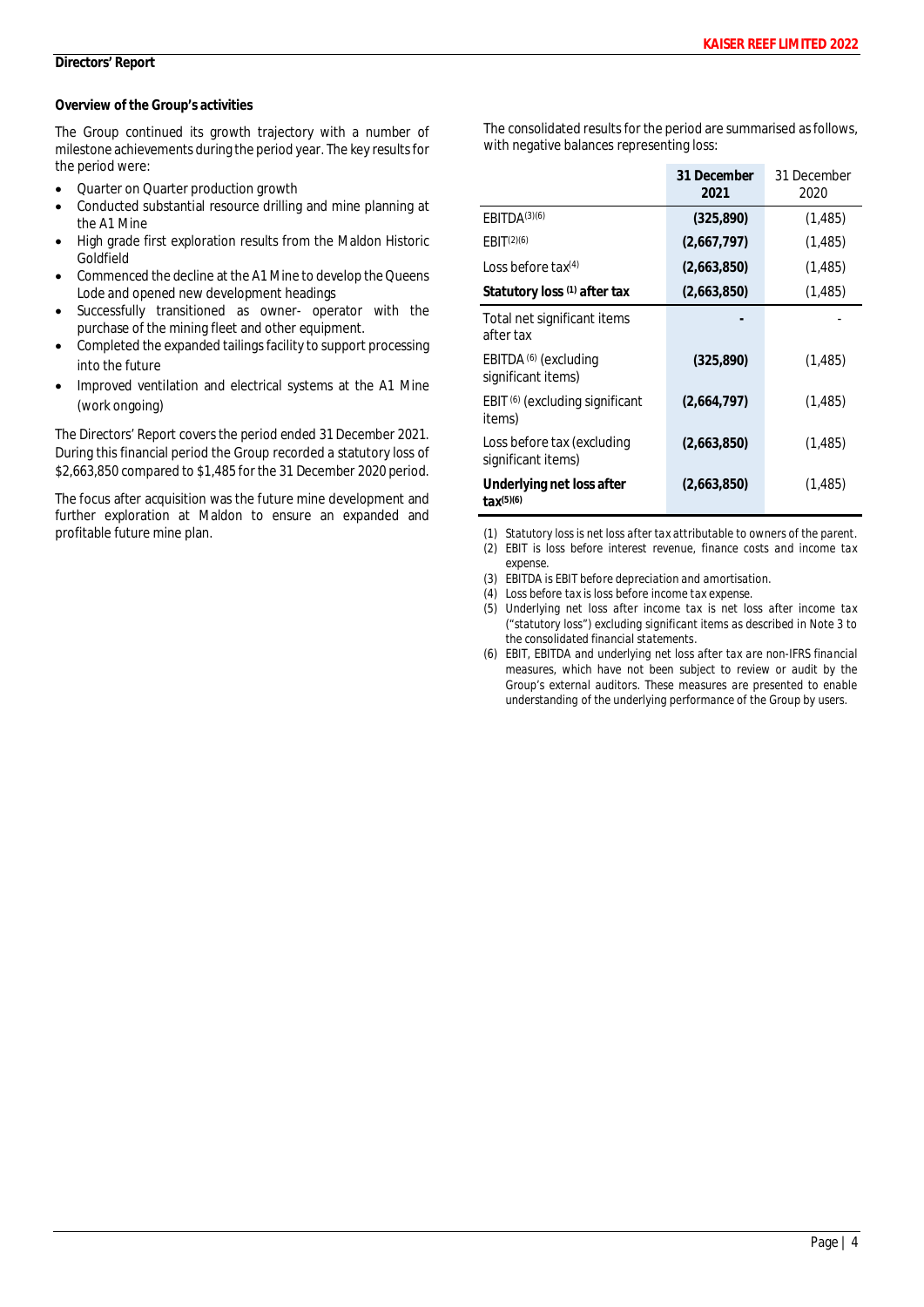## Directors' Report

### Overview of the Group's activities

The Group continued its growth trajectory with a number of milestone achievements during the period year. The key results for the period were:

- Quarter on Quarter production growth
- Conducted substantial resource drilling and mine planning at the A1 Mine
- High grade first exploration results from the Maldon Historic Goldfield
- Commenced the decline at the A1 Mine to develop the Queens Lode and opened new development headings
- Successfully transitioned as owner- operator with the purchase of the mining fleet and other equipment.
- Completed the expanded tailings facility to support processing into the future
- Improved ventilation and electrical systems at the A1 Mine (work ongoing)

The Directors' Report covers the period ended 31 December 2021. During this financial period the Group recorded a statutory loss of $2,663,850 compared to $1,485 for the 31 December 2020 period.

The focus after acquisition was the future mine development and further exploration at Maldon to ensure an expanded and profitable future mine plan.

The consolidated results for the period are summarised as follows, with negative balances representing loss:

| | **31 December 2021** | 31 December 2020 |
|---|---|---|
| EBITDA[3][6] | **(325,890)** | (1,485) |
| EBIT[2][6] | **(2,667,797)** | (1,485) |
| Loss before tax[4] | **(2,663,850)** | (1,485) |
| **Statutory loss [1] after tax** | **(2,663,850)** | (1,485) |
| Total net significant items after tax | **-** | - |
| EBITDA [6] (excluding significant items) | **(325,890)** | (1,485) |
| EBIT [6] (excluding significant items) | **(2,664,797)** | (1,485) |
| Loss before tax (excluding significant items) | **(2,663,850)** | (1,485) |
| **Underlying net loss after tax[5][6]** | **(2,663,850)** | (1,485) |

(1) Statutory loss is net loss after tax attributable to owners of the parent.
(2) EBIT is loss before interest revenue, finance costs and income tax expense.
(3) EBITDA is EBIT before depreciation and amortisation.
(4) Loss before tax is loss before income tax expense.
(5) Underlying net loss after income tax is net loss after income tax ("statutory loss") excluding significant items as described in Note 3 to the consolidated financial statements.
(6) EBIT, EBITDA and underlying net loss after tax are non-IFRS financial measures, which have not been subject to review or audit by the Group's external auditors. These measures are presented to enable understanding of the underlying performance of the Group by users.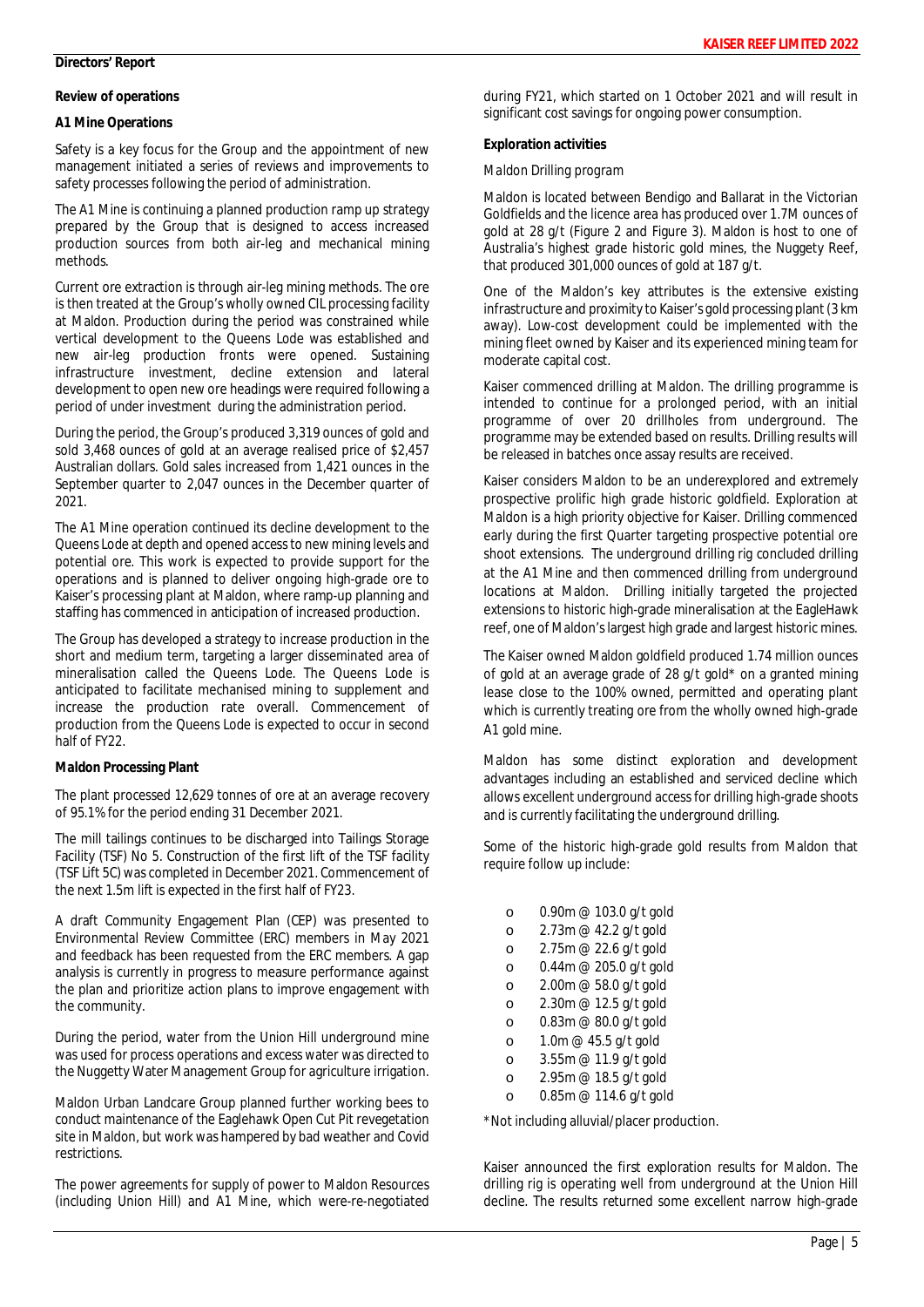**Directors' Report**

**Review of operations**

**A1 Mine Operations**

Safety is a key focus for the Group and the appointment of new management initiated a series of reviews and improvements to safety processes following the period of administration.

The A1 Mine is continuing a planned production ramp up strategy prepared by the Group that is designed to access increased production sources from both air-leg and mechanical mining methods.

Current ore extraction is through air-leg mining methods. The ore is then treated at the Group's wholly owned CIL processing facility at Maldon. Production during the period was constrained while vertical development to the Queens Lode was established and new air-leg production fronts were opened. Sustaining infrastructure investment, decline extension and lateral development to open new ore headings were required following a period of under investment during the administration period.

During the period, the Group's produced 3,319 ounces of gold and sold 3,468 ounces of gold at an average realised price of $2,457 Australian dollars. Gold sales increased from 1,421 ounces in the September quarter to 2,047 ounces in the December quarter of 2021.

The A1 Mine operation continued its decline development to the Queens Lode at depth and opened access to new mining levels and potential ore. This work is expected to provide support for the operations and is planned to deliver ongoing high-grade ore to Kaiser's processing plant at Maldon, where ramp-up planning and staffing has commenced in anticipation of increased production.

The Group has developed a strategy to increase production in the short and medium term, targeting a larger disseminated area of mineralisation called the Queens Lode. The Queens Lode is anticipated to facilitate mechanised mining to supplement and increase the production rate overall. Commencement of production from the Queens Lode is expected to occur in second half of FY22.

**Maldon Processing Plant**

The plant processed 12,629 tonnes of ore at an average recovery of 95.1% for the period ending 31 December 2021.

The mill tailings continues to be discharged into Tailings Storage Facility (TSF) No 5. Construction of the first lift of the TSF facility (TSF Lift 5C) was completed in December 2021. Commencement of the next 1.5m lift is expected in the first half of FY23.

A draft Community Engagement Plan (CEP) was presented to Environmental Review Committee (ERC) members in May 2021 and feedback has been requested from the ERC members. A gap analysis is currently in progress to measure performance against the plan and prioritize action plans to improve engagement with the community.

During the period, water from the Union Hill underground mine was used for process operations and excess water was directed to the Nuggetty Water Management Group for agriculture irrigation.

Maldon Urban Landcare Group planned further working bees to conduct maintenance of the Eaglehawk Open Cut Pit revegetation site in Maldon, but work was hampered by bad weather and Covid restrictions.

The power agreements for supply of power to Maldon Resources (including Union Hill) and A1 Mine, which were-re-negotiated during FY21, which started on 1 October 2021 and will result in significant cost savings for ongoing power consumption.

**Exploration activities**

*Maldon Drilling program*

Maldon is located between Bendigo and Ballarat in the Victorian Goldfields and the licence area has produced over 1.7M ounces of gold at 28 g/t (Figure 2 and Figure 3). Maldon is host to one of Australia's highest grade historic gold mines, the Nuggety Reef, that produced 301,000 ounces of gold at 187 g/t.

One of the Maldon's key attributes is the extensive existing infrastructure and proximity to Kaiser's gold processing plant (3 km away). Low-cost development could be implemented with the mining fleet owned by Kaiser and its experienced mining team for moderate capital cost.

Kaiser commenced drilling at Maldon. The drilling programme is intended to continue for a prolonged period, with an initial programme of over 20 drillholes from underground. The programme may be extended based on results. Drilling results will be released in batches once assay results are received.

Kaiser considers Maldon to be an underexplored and extremely prospective prolific high grade historic goldfield. Exploration at Maldon is a high priority objective for Kaiser. Drilling commenced early during the first Quarter targeting prospective potential ore shoot extensions. The underground drilling rig concluded drilling at the A1 Mine and then commenced drilling from underground locations at Maldon. Drilling initially targeted the projected extensions to historic high-grade mineralisation at the EagleHawk reef, one of Maldon's largest high grade and largest historic mines.

The Kaiser owned Maldon goldfield produced 1.74 million ounces of gold at an average grade of 28 g/t gold* on a granted mining lease close to the 100% owned, permitted and operating plant which is currently treating ore from the wholly owned high-grade A1 gold mine.

Maldon has some distinct exploration and development advantages including an established and serviced decline which allows excellent underground access for drilling high-grade shoots and is currently facilitating the underground drilling.

Some of the historic high-grade gold results from Maldon that require follow up include:

- 0.90m @ 103.0 g/t gold
- 2.73m @ 42.2 g/t gold
- 2.75m @ 22.6 g/t gold
- 0.44m @ 205.0 g/t gold
- 2.00m @ 58.0 g/t gold
- 2.30m @ 12.5 g/t gold
- 0.83m @ 80.0 g/t gold
- 1.0m @ 45.5 g/t gold
- 3.55m @ 11.9 g/t gold
- 2.95m @ 18.5 g/t gold
- 0.85m @ 114.6 g/t gold

*Not including alluvial/placer production.

Kaiser announced the first exploration results for Maldon. The drilling rig is operating well from underground at the Union Hill decline. The results returned some excellent narrow high-grade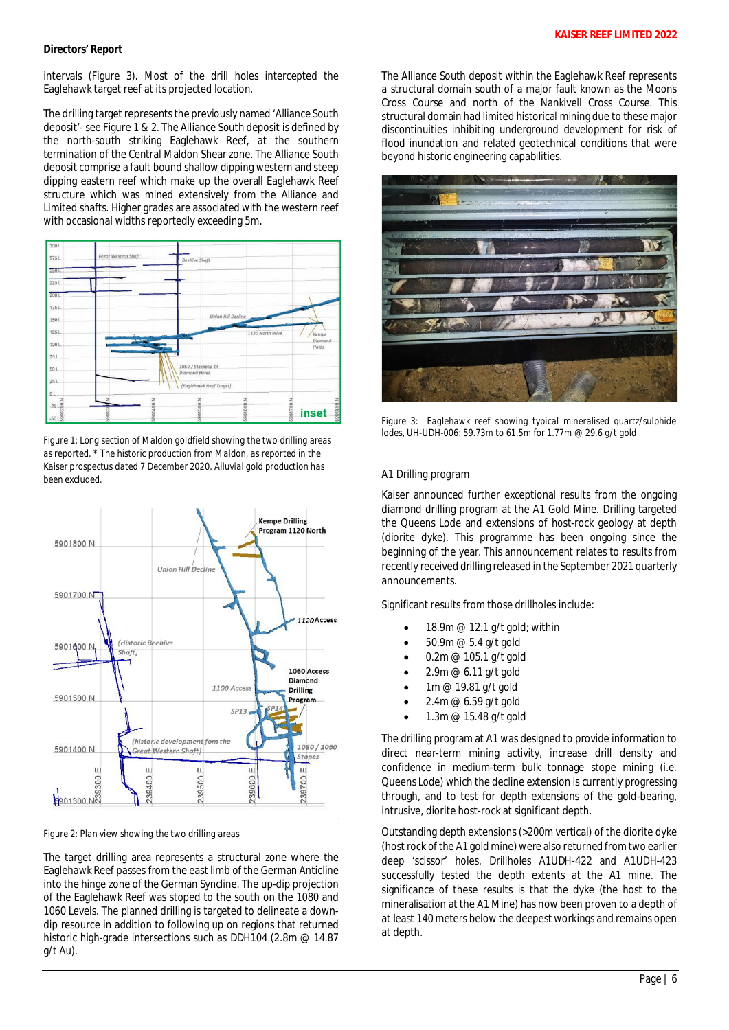intervals (Figure 3). Most of the drill holes intercepted the Eaglehawk target reef at its projected location.

The drilling target represents the previously named 'Alliance South deposit'- see Figure 1 & 2. The Alliance South deposit is defined by the north-south striking Eaglehawk Reef, at the southern termination of the Central Maldon Shear zone. The Alliance South deposit comprise a fault bound shallow dipping western and steep dipping eastern reef which make up the overall Eaglehawk Reef structure which was mined extensively from the Alliance and Limited shafts. Higher grades are associated with the western reef with occasional widths reportedly exceeding 5m.

Figure 1: Long section of Maldon goldfield showing the two drilling areas as reported. * The historic production from Maldon, as reported in the Kaiser prospectus dated 7 December 2020. Alluvial gold production has been excluded.

Figure 2: Plan view showing the two drilling areas

The target drilling area represents a structural zone where the Eaglehawk Reef passes from the east limb of the German Anticline into the hinge zone of the German Syncline. The up-dip projection of the Eaglehawk Reef was stoped to the south on the 1080 and 1060 Levels. The planned drilling is targeted to delineate a down-dip resource in addition to following up on regions that returned historic high-grade intersections such as DDH104 (2.8m @ 14.87 g/t Au).

The Alliance South deposit within the Eaglehawk Reef represents a structural domain south of a major fault known as the Moons Cross Course and north of the Nankivell Cross Course. This structural domain had limited historical mining due to these major discontinuities inhibiting underground development for risk of flood inundation and related geotechnical conditions that were beyond historic engineering capabilities.

Figure 3: Eaglehawk reef showing typical mineralised quartz/sulphide lodes, UH-UDH-006: 59.73m to 61.5m for 1.77m @ 29.6 g/t gold

A1 Drilling program

Kaiser announced further exceptional results from the ongoing diamond drilling program at the A1 Gold Mine. Drilling targeted the Queens Lode and extensions of host-rock geology at depth (diorite dyke). This programme has been ongoing since the beginning of the year. This announcement relates to results from recently received drilling released in the September 2021 quarterly announcements.

Significant results from those drillholes include:

- 18.9m @ 12.1 g/t gold; within
- 50.9m @ 5.4 g/t gold
- 0.2m @ 105.1 g/t gold
- 2.9m @ 6.11 g/t gold
- 1m @ 19.81 g/t gold
- 2.4m @ 6.59 g/t gold
- 1.3m @ 15.48 g/t gold

The drilling program at A1 was designed to provide information to direct near-term mining activity, increase drill density and confidence in medium-term bulk tonnage stope mining (i.e. Queens Lode) which the decline extension is currently progressing through, and to test for depth extensions of the gold-bearing, intrusive, diorite host-rock at significant depth.

Outstanding depth extensions (>200m vertical) of the diorite dyke (host rock of the A1 gold mine) were also returned from two earlier deep 'scissor' holes. Drillholes A1UDH-422 and A1UDH-423 successfully tested the depth extents at the A1 mine. The significance of these results is that the dyke (the host to the mineralisation at the A1 Mine) has now been proven to a depth of at least 140 meters below the deepest workings and remains open at depth.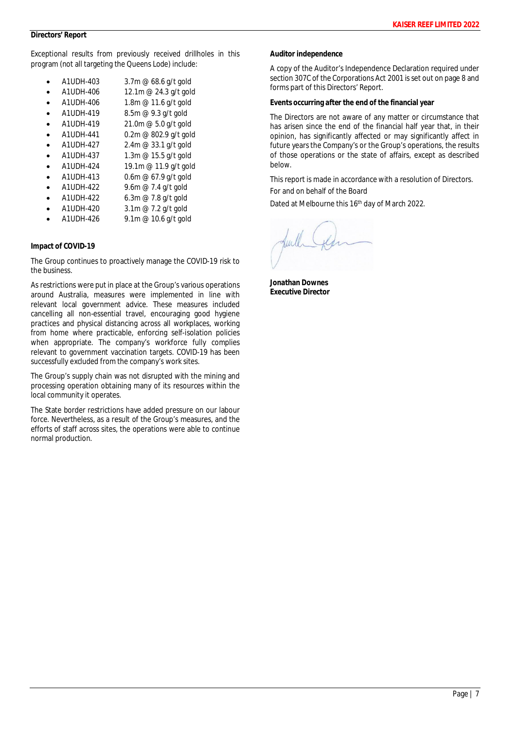## Directors' Report

Exceptional results from previously received drillholes in this program (not all targeting the Queens Lode) include:

- A1UDH-403 3.7m @ 68.6 g/t gold
- A1UDH-406 12.1m @ 24.3 g/t gold
- A1UDH-406 1.8m @ 11.6 g/t gold
- A1UDH-419 8.5m @ 9.3 g/t gold
- A1UDH-419 21.0m @ 5.0 g/t gold
- A1UDH-441 0.2m @ 802.9 g/t gold
- A1UDH-427 2.4m @ 33.1 g/t gold
- A1UDH-437 1.3m @ 15.5 g/t gold
- A1UDH-424 19.1m @ 11.9 g/t gold
- A1UDH-413 0.6m @ 67.9 g/t gold
- A1UDH-422 9.6m @ 7.4 g/t gold
- A1UDH-422 6.3m @ 7.8 g/t gold
- A1UDH-420 3.1m @ 7.2 g/t gold
- A1UDH-426 9.1m @ 10.6 g/t gold

**Impact of COVID-19**

The Group continues to proactively manage the COVID-19 risk to the business.

As restrictions were put in place at the Group's various operations around Australia, measures were implemented in line with relevant local government advice. These measures included cancelling all non-essential travel, encouraging good hygiene practices and physical distancing across all workplaces, working from home where practicable, enforcing self-isolation policies when appropriate. The company's workforce fully complies relevant to government vaccination targets. COVID-19 has been successfully excluded from the company's work sites.

The Group's supply chain was not disrupted with the mining and processing operation obtaining many of its resources within the local community it operates.

The State border restrictions have added pressure on our labour force. Nevertheless, as a result of the Group's measures, and the efforts of staff across sites, the operations were able to continue normal production.

**Auditor independence**

A copy of the Auditor's Independence Declaration required under section 307C of the Corporations Act 2001 is set out on page 8 and forms part of this Directors' Report.

**Events occurring after the end of the financial year**

The Directors are not aware of any matter or circumstance that has arisen since the end of the financial half year that, in their opinion, has significantly affected or may significantly affect in future years the Company's or the Group's operations, the results of those operations or the state of affairs, except as described below.

This report is made in accordance with a resolution of Directors.

For and on behalf of the Board

Dated at Melbourne this 16th day of March 2022.

**Jonathan Downes**
**Executive Director**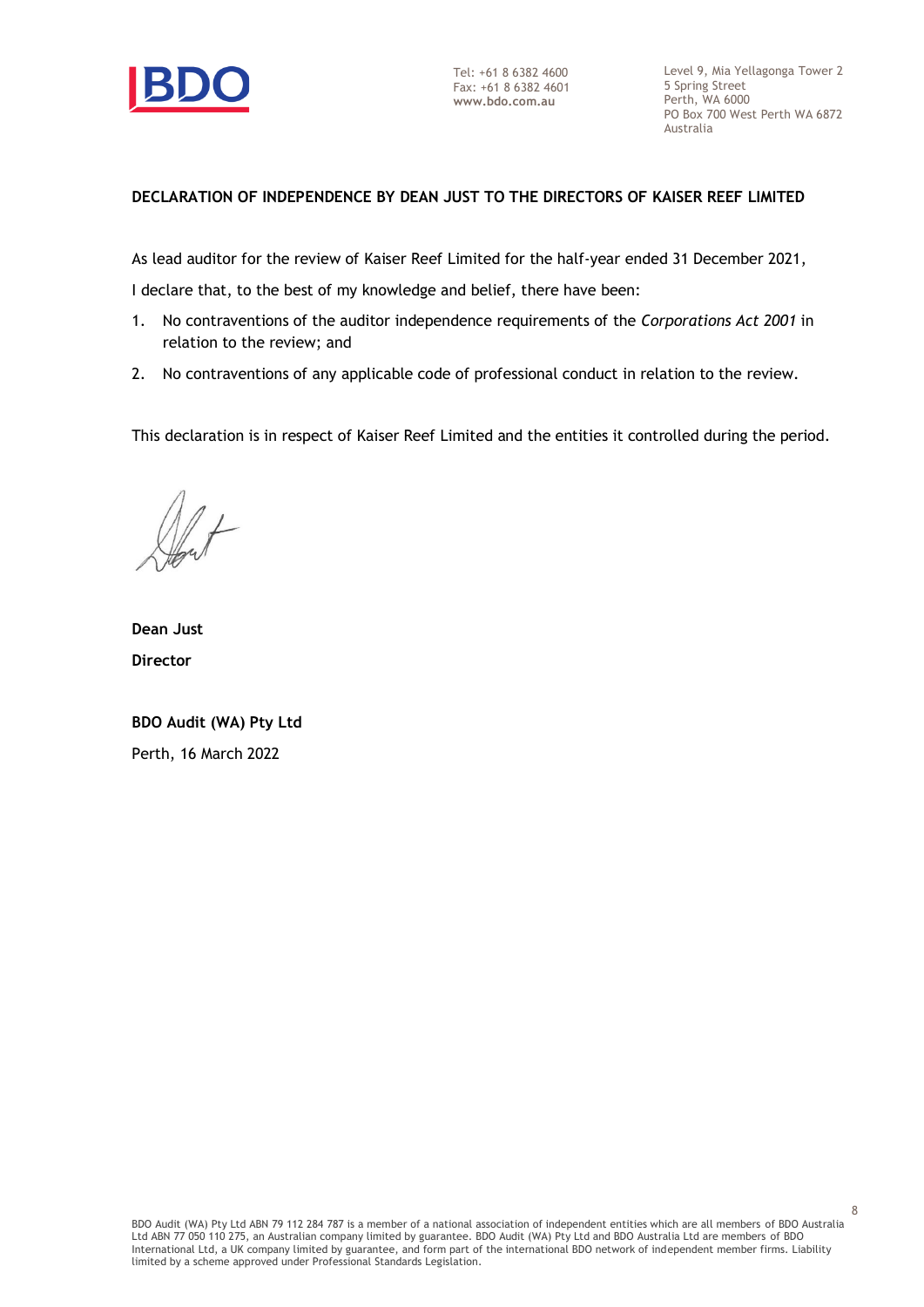Tel: +61 8 6382 4600
Fax: +61 8 6382 4601
**www.bdo.com.au**

Level 9, Mia Yellagonga Tower 2
5 Spring Street
Perth, WA 6000
PO Box 700 West Perth WA 6872
Australia

**DECLARATION OF INDEPENDENCE BY DEAN JUST TO THE DIRECTORS OF KAISER REEF LIMITED**

As lead auditor for the review of Kaiser Reef Limited for the half-year ended 31 December 2021,

I declare that, to the best of my knowledge and belief, there have been:

1. No contraventions of the auditor independence requirements of the *Corporations Act 2001* in relation to the review; and
2. No contraventions of any applicable code of professional conduct in relation to the review.

This declaration is in respect of Kaiser Reef Limited and the entities it controlled during the period.

**Dean Just**

**Director**

**BDO Audit (WA) Pty Ltd**

Perth, 16 March 2022

BDO Audit (WA) Pty Ltd ABN 79 112 284 787 is a member of a national association of independent entities which are all members of BDO Australia Ltd ABN 77 050 110 275, an Australian company limited by guarantee. BDO Audit (WA) Pty Ltd and BDO Australia Ltd are members of BDO International Ltd, a UK company limited by guarantee, and form part of the international BDO network of independent member firms. Liability limited by a scheme approved under Professional Standards Legislation.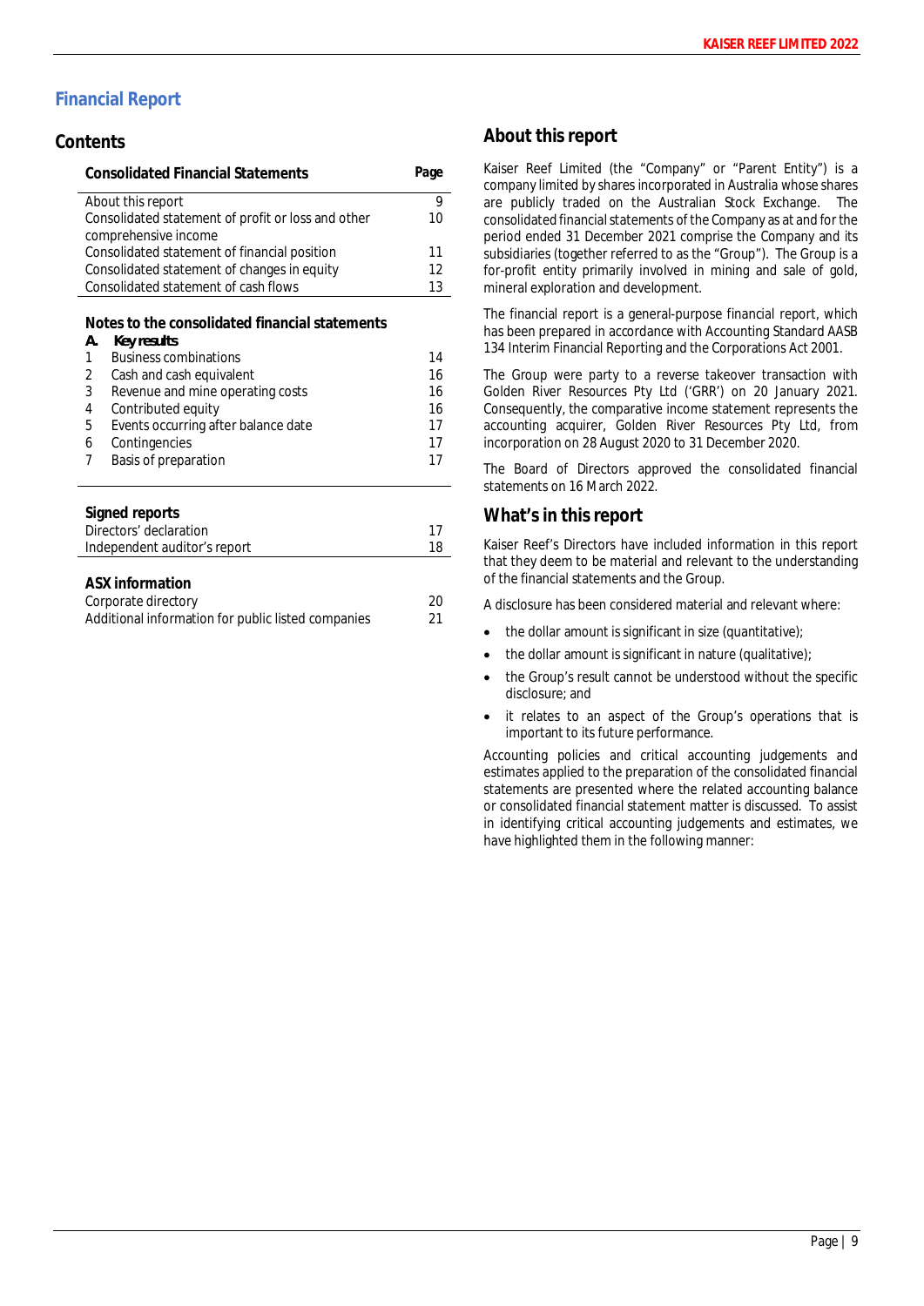# Financial Report

## Contents

| Consolidated Financial Statements | Page |
|---|---|
| About this report | 9 |
| Consolidated statement of profit or loss and other comprehensive income | 10 |
| Consolidated statement of financial position | 11 |
| Consolidated statement of changes in equity | 12 |
| Consolidated statement of cash flows | 13 |

**Notes to the consolidated financial statements**

| | **A. Key results** | |
|---|---|---|
| 1 | Business combinations | 14 |
| 2 | Cash and cash equivalent | 16 |
| 3 | Revenue and mine operating costs | 16 |
| 4 | Contributed equity | 16 |
| 5 | Events occurring after balance date | 17 |
| 6 | Contingencies | 17 |
| 7 | Basis of preparation | 17 |

| Signed reports | |
|---|---|
| Directors' declaration | 17 |
| Independent auditor's report | 18 |

| ASX information | |
|---|---|
| Corporate directory | 20 |
| Additional information for public listed companies | 21 |

## About this report

Kaiser Reef Limited (the "Company" or "Parent Entity") is a company limited by shares incorporated in Australia whose shares are publicly traded on the Australian Stock Exchange. The consolidated financial statements of the Company as at and for the period ended 31 December 2021 comprise the Company and its subsidiaries (together referred to as the "Group"). The Group is a for-profit entity primarily involved in mining and sale of gold, mineral exploration and development.

The financial report is a general-purpose financial report, which has been prepared in accordance with Accounting Standard AASB 134 Interim Financial Reporting and the Corporations Act 2001.

The Group were party to a reverse takeover transaction with Golden River Resources Pty Ltd ('GRR') on 20 January 2021. Consequently, the comparative income statement represents the accounting acquirer, Golden River Resources Pty Ltd, from incorporation on 28 August 2020 to 31 December 2020.

The Board of Directors approved the consolidated financial statements on 16 March 2022.

## What's in this report

Kaiser Reef's Directors have included information in this report that they deem to be material and relevant to the understanding of the financial statements and the Group.

A disclosure has been considered material and relevant where:

- the dollar amount is significant in size (quantitative);
- the dollar amount is significant in nature (qualitative);
- the Group's result cannot be understood without the specific disclosure; and
- it relates to an aspect of the Group's operations that is important to its future performance.

Accounting policies and critical accounting judgements and estimates applied to the preparation of the consolidated financial statements are presented where the related accounting balance or consolidated financial statement matter is discussed. To assist in identifying critical accounting judgements and estimates, we have highlighted them in the following manner: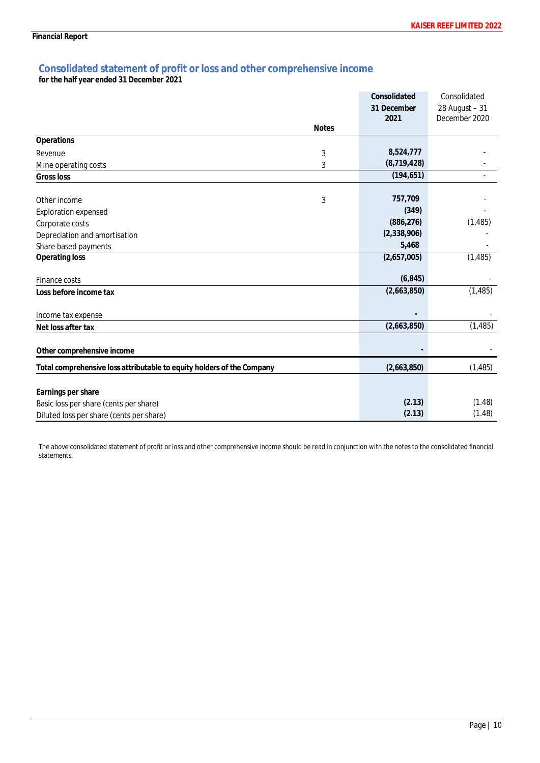Financial Report

## Consolidated statement of profit or loss and other comprehensive income

**for the half year ended 31 December 2021**

| | Notes | Consolidated 31 December 2021 | Consolidated 28 August – 31 December 2020 |
|---|---|---|---|
| **Operations** | | | |
| Revenue | 3 | 8,524,777 | - |
| Mine operating costs | 3 | (8,719,428) | - |
| **Gross loss** | | (194,651) | - |
| | | | |
| Other income | 3 | 757,709 | - |
| Exploration expensed | | (349) | - |
| Corporate costs | | (886,276) | (1,485) |
| Depreciation and amortisation | | (2,338,906) | - |
| Share based payments | | 5,468 | - |
| **Operating loss** | | (2,657,005) | (1,485) |
| | | | |
| Finance costs | | (6,845) | - |
| **Loss before income tax** | | (2,663,850) | (1,485) |
| | | | |
| Income tax expense | | - | - |
| **Net loss after tax** | | (2,663,850) | (1,485) |
| | | | |
| **Other comprehensive income** | | - | - |
| **Total comprehensive loss attributable to equity holders of the Company** | | (2,663,850) | (1,485) |
| | | | |
| **Earnings per share** | | | |
| Basic loss per share (cents per share) | | (2.13) | (1.48) |
| Diluted loss per share (cents per share) | | (2.13) | (1.48) |

The above consolidated statement of profit or loss and other comprehensive income should be read in conjunction with the notes to the consolidated financial statements.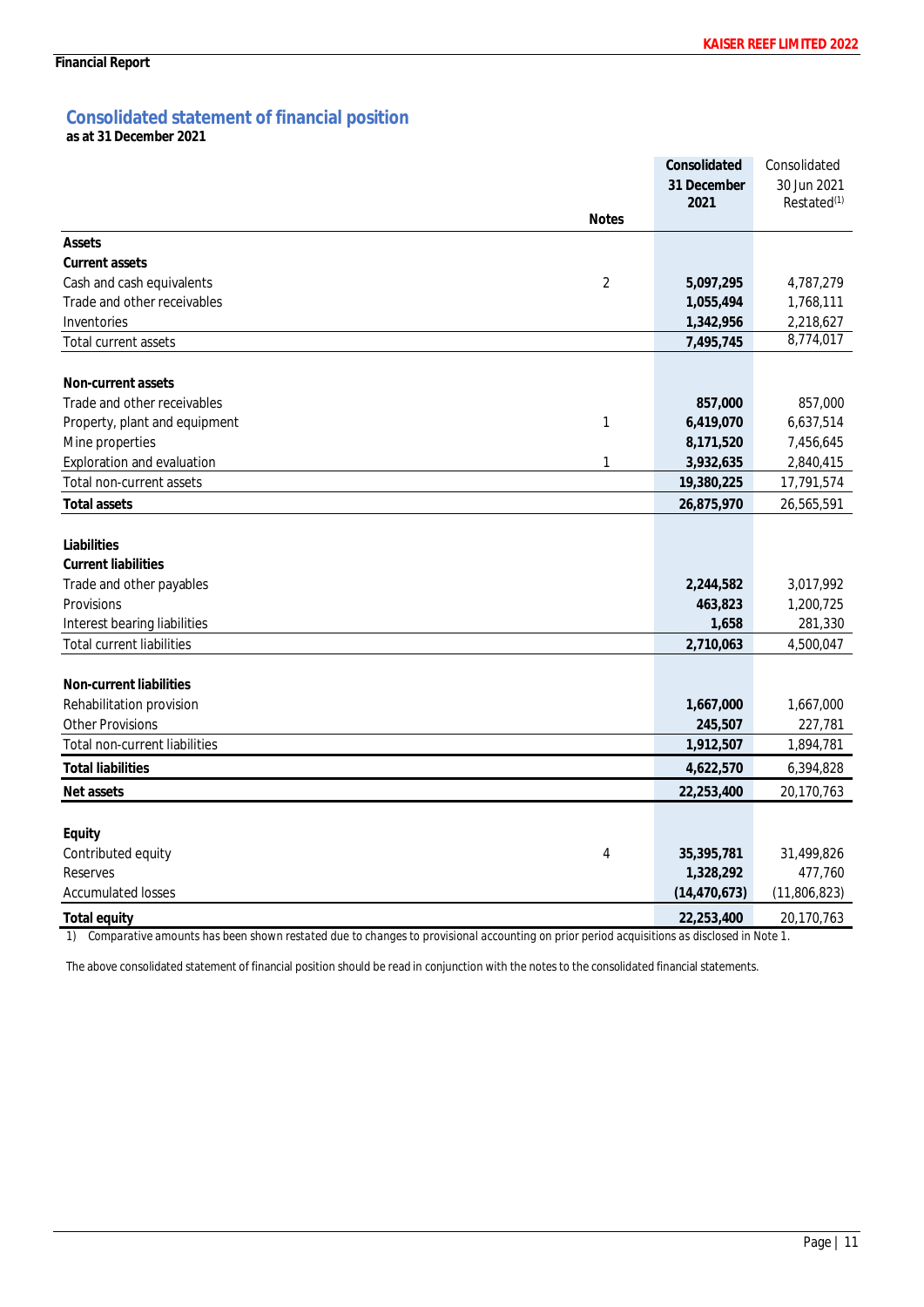## Consolidated statement of financial position

**as at 31 December 2021**

| | Notes | Consolidated 31 December 2021 | Consolidated 30 Jun 2021 Restated[(1)] |
|---|---|---|---|
| **Assets** | | | |
| **Current assets** | | | |
| Cash and cash equivalents | 2 | **5,097,295** | 4,787,279 |
| Trade and other receivables | | **1,055,494** | 1,768,111 |
| Inventories | | **1,342,956** | 2,218,627 |
| Total current assets | | **7,495,745** | 8,774,017 |
| | | | |
| **Non-current assets** | | | |
| Trade and other receivables | | **857,000** | 857,000 |
| Property, plant and equipment | 1 | **6,419,070** | 6,637,514 |
| Mine properties | | **8,171,520** | 7,456,645 |
| Exploration and evaluation | 1 | **3,932,635** | 2,840,415 |
| Total non-current assets | | **19,380,225** | 17,791,574 |
| **Total assets** | | **26,875,970** | 26,565,591 |
| | | | |
| **Liabilities** | | | |
| **Current liabilities** | | | |
| Trade and other payables | | **2,244,582** | 3,017,992 |
| Provisions | | **463,823** | 1,200,725 |
| Interest bearing liabilities | | **1,658** | 281,330 |
| Total current liabilities | | **2,710,063** | 4,500,047 |
| | | | |
| **Non-current liabilities** | | | |
| Rehabilitation provision | | **1,667,000** | 1,667,000 |
| Other Provisions | | **245,507** | 227,781 |
| Total non-current liabilities | | **1,912,507** | 1,894,781 |
| **Total liabilities** | | **4,622,570** | 6,394,828 |
| **Net assets** | | **22,253,400** | 20,170,763 |
| | | | |
| **Equity** | | | |
| Contributed equity | 4 | **35,395,781** | 31,499,826 |
| Reserves | | **1,328,292** | 477,760 |
| Accumulated losses | | **(14,470,673)** | (11,806,823) |
| **Total equity** | | **22,253,400** | 20,170,763 |

1) *Comparative amounts has been shown restated due to changes to provisional accounting on prior period acquisitions as disclosed in Note 1.*

The above consolidated statement of financial position should be read in conjunction with the notes to the consolidated financial statements.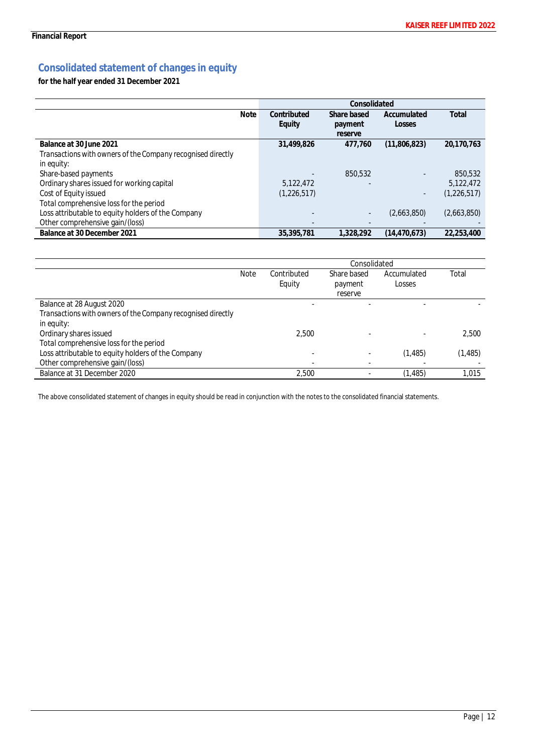## Consolidated statement of changes in equity

**for the half year ended 31 December 2021**

| | Note | Consolidated | | | |
|---|---|---|---|---|---|
| | | **Contributed Equity** | **Share based payment reserve** | **Accumulated Losses** | **Total** |
| **Balance at 30 June 2021** | | **31,499,826** | **477,760** | **(11,806,823)** | **20,170,763** |
| Transactions with owners of the Company recognised directly in equity: | | | | | |
| Share-based payments | | - | 850,532 | - | 850,532 |
| Ordinary shares issued for working capital | | 5,122,472 | - | | 5,122,472 |
| Cost of Equity issued | | (1,226,517) | | - | (1,226,517) |
| Total comprehensive loss for the period | | | | | |
| Loss attributable to equity holders of the Company | | - | - | (2,663,850) | (2,663,850) |
| Other comprehensive gain/(loss) | | - | - | - | - |
| **Balance at 30 December 2021** | | **35,395,781** | **1,328,292** | **(14,470,673)** | **22,253,400** |

| | Note | Consolidated | | | |
|---|---|---|---|---|---|
| | | Contributed Equity | Share based payment reserve | Accumulated Losses | Total |
| Balance at 28 August 2020 | | - | - | - | - |
| Transactions with owners of the Company recognised directly in equity: | | | | | |
| Ordinary shares issued | | 2,500 | - | - | 2,500 |
| Total comprehensive loss for the period | | | | | |
| Loss attributable to equity holders of the Company | | - | - | (1,485) | (1,485) |
| Other comprehensive gain/(loss) | | - | - | - | - |
| Balance at 31 December 2020 | | 2,500 | - | (1,485) | 1,015 |

The above consolidated statement of changes in equity should be read in conjunction with the notes to the consolidated financial statements.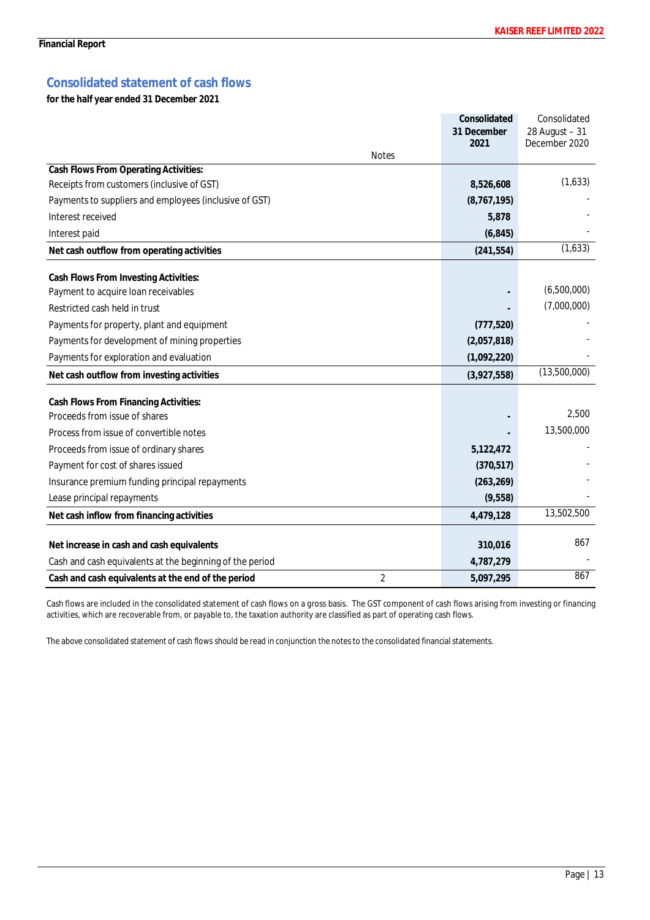Financial Report

## Consolidated statement of cash flows

**for the half year ended 31 December 2021**

| | Notes | Consolidated 31 December 2021 | Consolidated 28 August – 31 December 2020 |
|---|---|---|---|
| **Cash Flows From Operating Activities:** | | | |
| Receipts from customers (inclusive of GST) | | 8,526,608 | (1,633) |
| Payments to suppliers and employees (inclusive of GST) | | (8,767,195) | - |
| Interest received | | 5,878 | - |
| Interest paid | | (6,845) | - |
| **Net cash outflow from operating activities** | | **(241,554)** | (1,633) |
| **Cash Flows From Investing Activities:** | | | |
| Payment to acquire loan receivables | | - | (6,500,000) |
| Restricted cash held in trust | | - | (7,000,000) |
| Payments for property, plant and equipment | | (777,520) | - |
| Payments for development of mining properties | | (2,057,818) | - |
| Payments for exploration and evaluation | | (1,092,220) | - |
| **Net cash outflow from investing activities** | | **(3,927,558)** | (13,500,000) |
| **Cash Flows From Financing Activities:** | | | |
| Proceeds from issue of shares | | - | 2,500 |
| Process from issue of convertible notes | | - | 13,500,000 |
| Proceeds from issue of ordinary shares | | 5,122,472 | - |
| Payment for cost of shares issued | | (370,517) | - |
| Insurance premium funding principal repayments | | (263,269) | - |
| Lease principal repayments | | (9,558) | - |
| **Net cash inflow from financing activities** | | **4,479,128** | 13,502,500 |
| **Net increase in cash and cash equivalents** | | **310,016** | 867 |
| Cash and cash equivalents at the beginning of the period | | 4,787,279 | - |
| **Cash and cash equivalents at the end of the period** | 2 | **5,097,295** | 867 |

Cash flows are included in the consolidated statement of cash flows on a gross basis. The GST component of cash flows arising from investing or financing activities, which are recoverable from, or payable to, the taxation authority are classified as part of operating cash flows.

The above consolidated statement of cash flows should be read in conjunction the notes to the consolidated financial statements.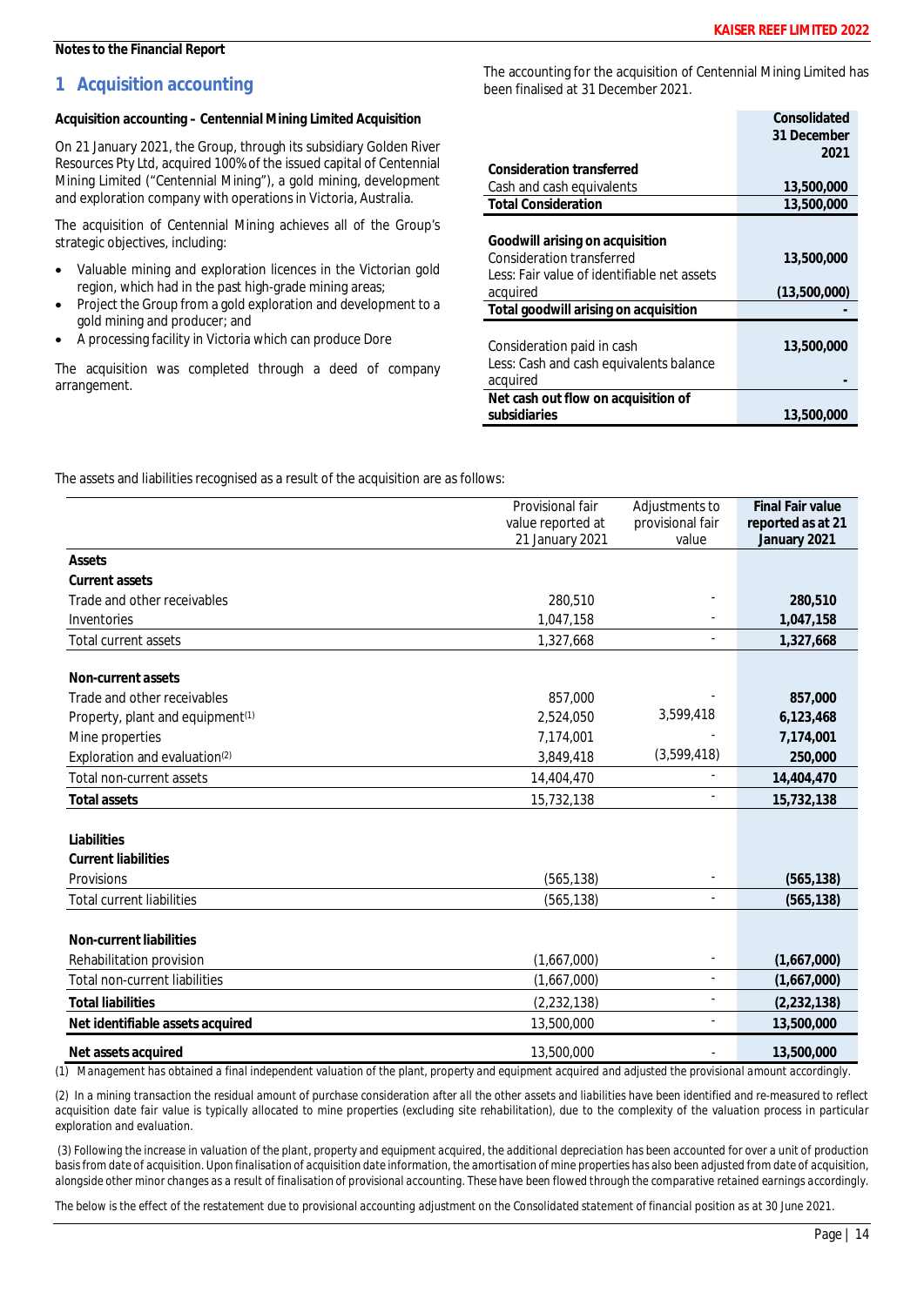Notes to the Financial Report

# 1 Acquisition accounting

**Acquisition accounting – Centennial Mining Limited Acquisition**

On 21 January 2021, the Group, through its subsidiary Golden River Resources Pty Ltd, acquired 100% of the issued capital of Centennial Mining Limited ("Centennial Mining"), a gold mining, development and exploration company with operations in Victoria, Australia.

The acquisition of Centennial Mining achieves all of the Group's strategic objectives, including:

- Valuable mining and exploration licences in the Victorian gold region, which had in the past high-grade mining areas;
- Project the Group from a gold exploration and development to a gold mining and producer; and
- A processing facility in Victoria which can produce Dore

The acquisition was completed through a deed of company arrangement.

The accounting for the acquisition of Centennial Mining Limited has been finalised at 31 December 2021.

| | Consolidated 31 December 2021 |
|---|---|
| **Consideration transferred** | |
| Cash and cash equivalents | 13,500,000 |
| **Total Consideration** | **13,500,000** |
| | |
| **Goodwill arising on acquisition** | |
| Consideration transferred | 13,500,000 |
| Less: Fair value of identifiable net assets acquired | (13,500,000) |
| **Total goodwill arising on acquisition** | - |
| | |
| Consideration paid in cash | 13,500,000 |
| Less: Cash and cash equivalents balance acquired | - |
| **Net cash out flow on acquisition of subsidiaries** | **13,500,000** |

The assets and liabilities recognised as a result of the acquisition are as follows:

| | Provisional fair value reported at 21 January 2021 | Adjustments to provisional fair value | Final Fair value reported as at 21 January 2021 |
|---|---|---|---|
| **Assets** | | | |
| **Current assets** | | | |
| Trade and other receivables | 280,510 | - | **280,510** |
| Inventories | 1,047,158 | - | **1,047,158** |
| Total current assets | 1,327,668 | - | **1,327,668** |
| | | | |
| **Non-current assets** | | | |
| Trade and other receivables | 857,000 | - | **857,000** |
| Property, plant and equipment[(1)] | 2,524,050 | 3,599,418 | **6,123,468** |
| Mine properties | 7,174,001 | - | **7,174,001** |
| Exploration and evaluation[(2)] | 3,849,418 | (3,599,418) | **250,000** |
| Total non-current assets | 14,404,470 | - | **14,404,470** |
| **Total assets** | 15,732,138 | - | **15,732,138** |
| | | | |
| **Liabilities** | | | |
| **Current liabilities** | | | |
| Provisions | (565,138) | - | **(565,138)** |
| Total current liabilities | (565,138) | - | **(565,138)** |
| | | | |
| **Non-current liabilities** | | | |
| Rehabilitation provision | (1,667,000) | - | **(1,667,000)** |
| Total non-current liabilities | (1,667,000) | - | **(1,667,000)** |
| **Total liabilities** | (2,232,138) | - | **(2,232,138)** |
| **Net identifiable assets acquired** | 13,500,000 | - | **13,500,000** |
| **Net assets acquired** | 13,500,000 | - | **13,500,000** |

(1) Management has obtained a final independent valuation of the plant, property and equipment acquired and adjusted the provisional amount accordingly.

(2) In a mining transaction the residual amount of purchase consideration after all the other assets and liabilities have been identified and re-measured to reflect acquisition date fair value is typically allocated to mine properties (excluding site rehabilitation), due to the complexity of the valuation process in particular exploration and evaluation.

(3) Following the increase in valuation of the plant, property and equipment acquired, the additional depreciation has been accounted for over a unit of production basis from date of acquisition. Upon finalisation of acquisition date information, the amortisation of mine properties has also been adjusted from date of acquisition, alongside other minor changes as a result of finalisation of provisional accounting. These have been flowed through the comparative retained earnings accordingly.

The below is the effect of the restatement due to provisional accounting adjustment on the Consolidated statement of financial position as at 30 June 2021.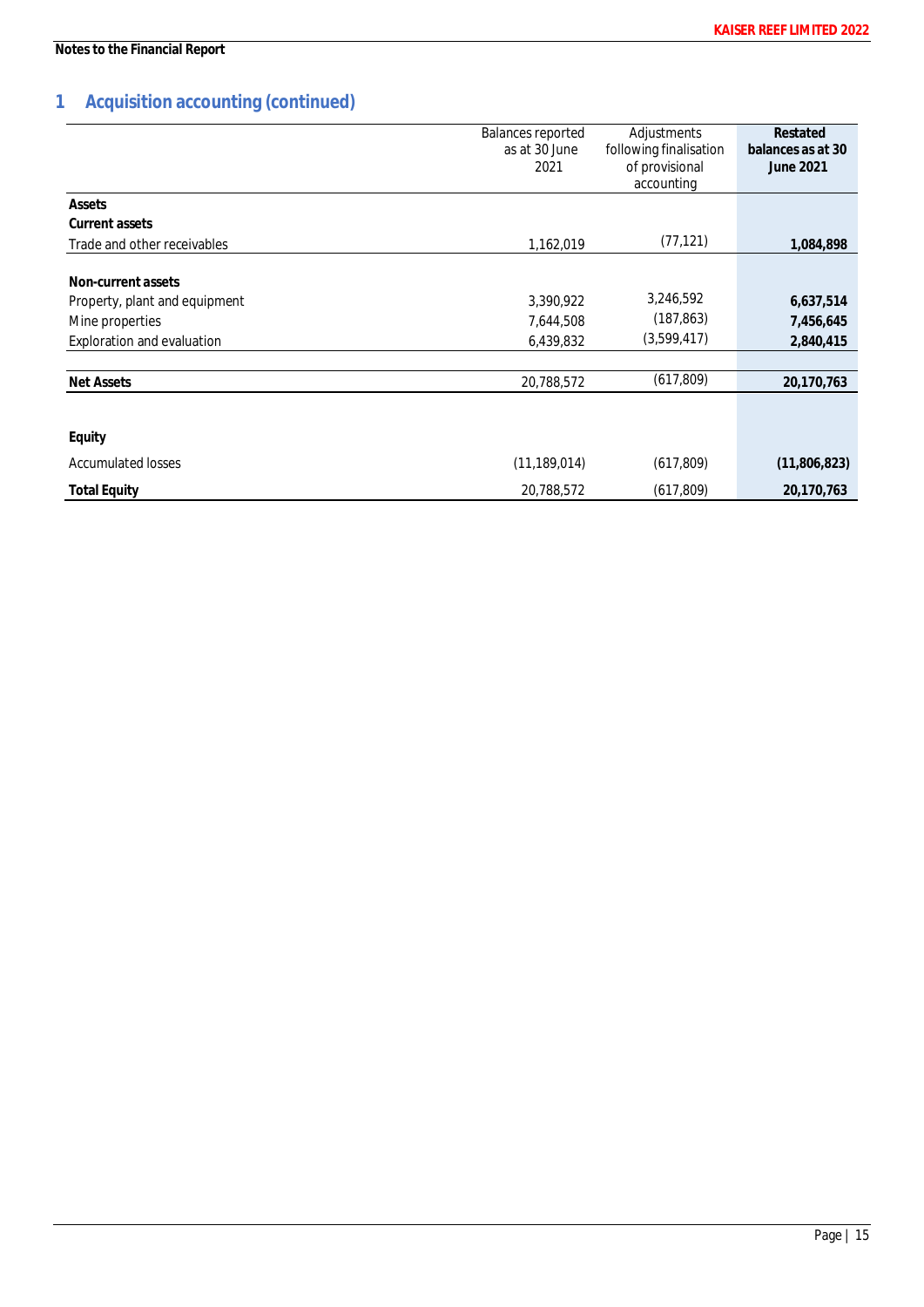Notes to the Financial Report

## 1 Acquisition accounting (continued)

| | Balances reported as at 30 June 2021 | Adjustments following finalisation of provisional accounting | **Restated balances as at 30 June 2021** |
|---|---|---|---|
| **Assets** | | | |
| **Current assets** | | | |
| Trade and other receivables | 1,162,019 | (77,121) | **1,084,898** |
| | | | |
| **Non-current assets** | | | |
| Property, plant and equipment | 3,390,922 | 3,246,592 | **6,637,514** |
| Mine properties | 7,644,508 | (187,863) | **7,456,645** |
| Exploration and evaluation | 6,439,832 | (3,599,417) | **2,840,415** |
| | | | |
| **Net Assets** | 20,788,572 | (617,809) | **20,170,763** |
| | | | |
| **Equity** | | | |
| Accumulated losses | (11,189,014) | (617,809) | **(11,806,823)** |
| **Total Equity** | 20,788,572 | (617,809) | **20,170,763** |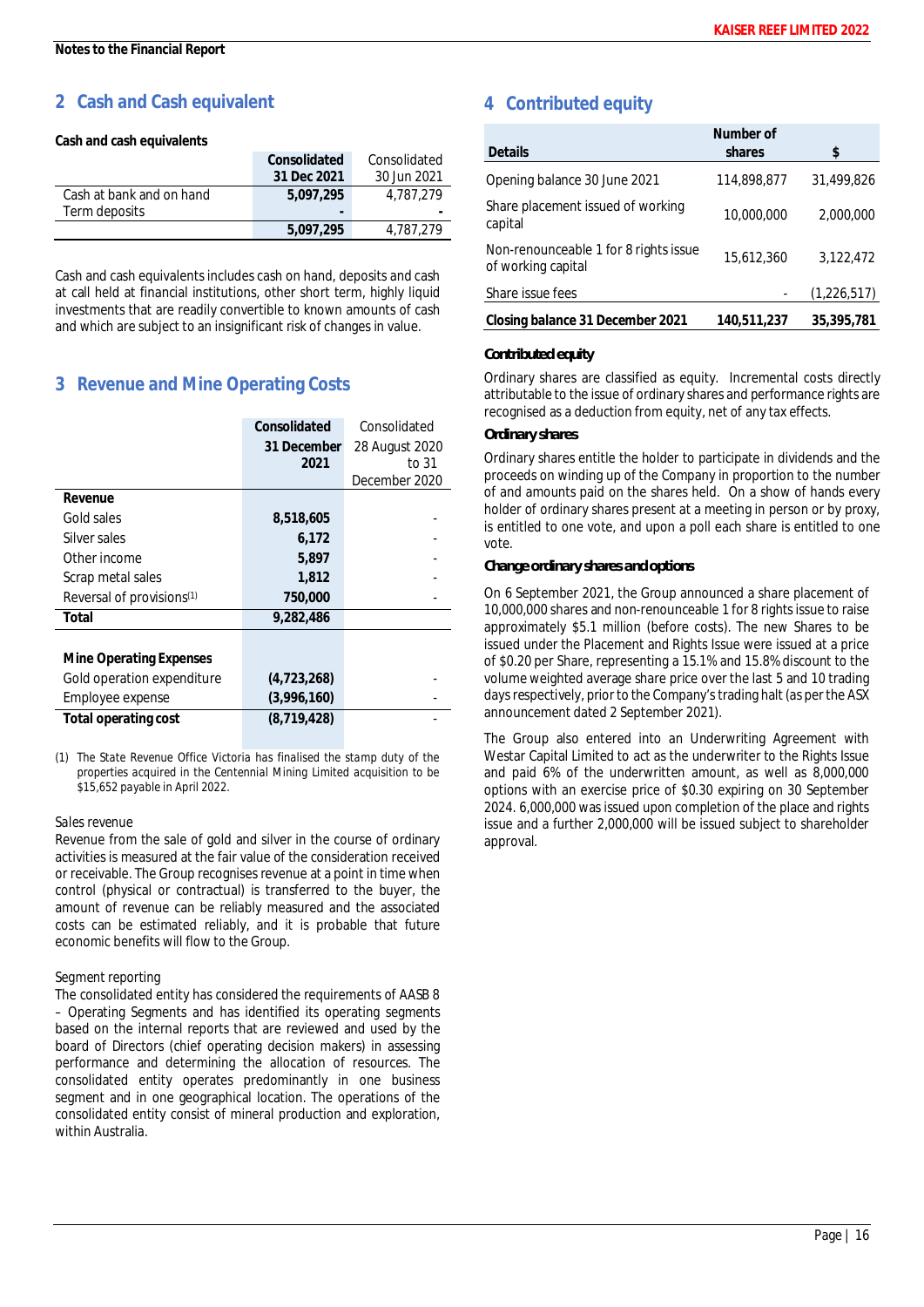Notes to the Financial Report

## 2 Cash and Cash equivalent

**Cash and cash equivalents**

| | Consolidated 31 Dec 2021 | Consolidated 30 Jun 2021 |
|---|---|---|
| Cash at bank and on hand | 5,097,295 | 4,787,279 |
| Term deposits | - | - |
| | 5,097,295 | 4,787,279 |

Cash and cash equivalents includes cash on hand, deposits and cash at call held at financial institutions, other short term, highly liquid investments that are readily convertible to known amounts of cash and which are subject to an insignificant risk of changes in value.

## 3 Revenue and Mine Operating Costs

| | Consolidated 31 December 2021 | Consolidated 28 August 2020 to 31 December 2020 |
|---|---|---|
| **Revenue** | | |
| Gold sales | 8,518,605 | - |
| Silver sales | 6,172 | - |
| Other income | 5,897 | - |
| Scrap metal sales | 1,812 | - |
| Reversal of provisions(1) | 750,000 | - |
| **Total** | 9,282,486 | |
| | | |
| **Mine Operating Expenses** | | |
| Gold operation expenditure | (4,723,268) | - |
| Employee expense | (3,996,160) | - |
| **Total operating cost** | (8,719,428) | - |

(1) The State Revenue Office Victoria has finalised the stamp duty of the properties acquired in the Centennial Mining Limited acquisition to be $15,652 payable in April 2022.

Sales revenue

Revenue from the sale of gold and silver in the course of ordinary activities is measured at the fair value of the consideration received or receivable. The Group recognises revenue at a point in time when control (physical or contractual) is transferred to the buyer, the amount of revenue can be reliably measured and the associated costs can be estimated reliably, and it is probable that future economic benefits will flow to the Group.

Segment reporting

The consolidated entity has considered the requirements of AASB 8 – Operating Segments and has identified its operating segments based on the internal reports that are reviewed and used by the board of Directors (chief operating decision makers) in assessing performance and determining the allocation of resources. The consolidated entity operates predominantly in one business segment and in one geographical location. The operations of the consolidated entity consist of mineral production and exploration, within Australia.

## 4 Contributed equity

| Details | Number of shares | $ |
|---|---|---|
| Opening balance 30 June 2021 | 114,898,877 | 31,499,826 |
| Share placement issued of working capital | 10,000,000 | 2,000,000 |
| Non-renounceable 1 for 8 rights issue of working capital | 15,612,360 | 3,122,472 |
| Share issue fees | - | (1,226,517) |
| **Closing balance 31 December 2021** | **140,511,237** | **35,395,781** |

**Contributed equity**

Ordinary shares are classified as equity. Incremental costs directly attributable to the issue of ordinary shares and performance rights are recognised as a deduction from equity, net of any tax effects.

**Ordinary shares**

Ordinary shares entitle the holder to participate in dividends and the proceeds on winding up of the Company in proportion to the number of and amounts paid on the shares held. On a show of hands every holder of ordinary shares present at a meeting in person or by proxy, is entitled to one vote, and upon a poll each share is entitled to one vote.

**Change ordinary shares and options**

On 6 September 2021, the Group announced a share placement of 10,000,000 shares and non-renounceable 1 for 8 rights issue to raise approximately $5.1 million (before costs). The new Shares to be issued under the Placement and Rights Issue were issued at a price of $0.20 per Share, representing a 15.1% and 15.8% discount to the volume weighted average share price over the last 5 and 10 trading days respectively, prior to the Company's trading halt (as per the ASX announcement dated 2 September 2021).

The Group also entered into an Underwriting Agreement with Westar Capital Limited to act as the underwriter to the Rights Issue and paid 6% of the underwritten amount, as well as 8,000,000 options with an exercise price of $0.30 expiring on 30 September 2024. 6,000,000 was issued upon completion of the place and rights issue and a further 2,000,000 will be issued subject to shareholder approval.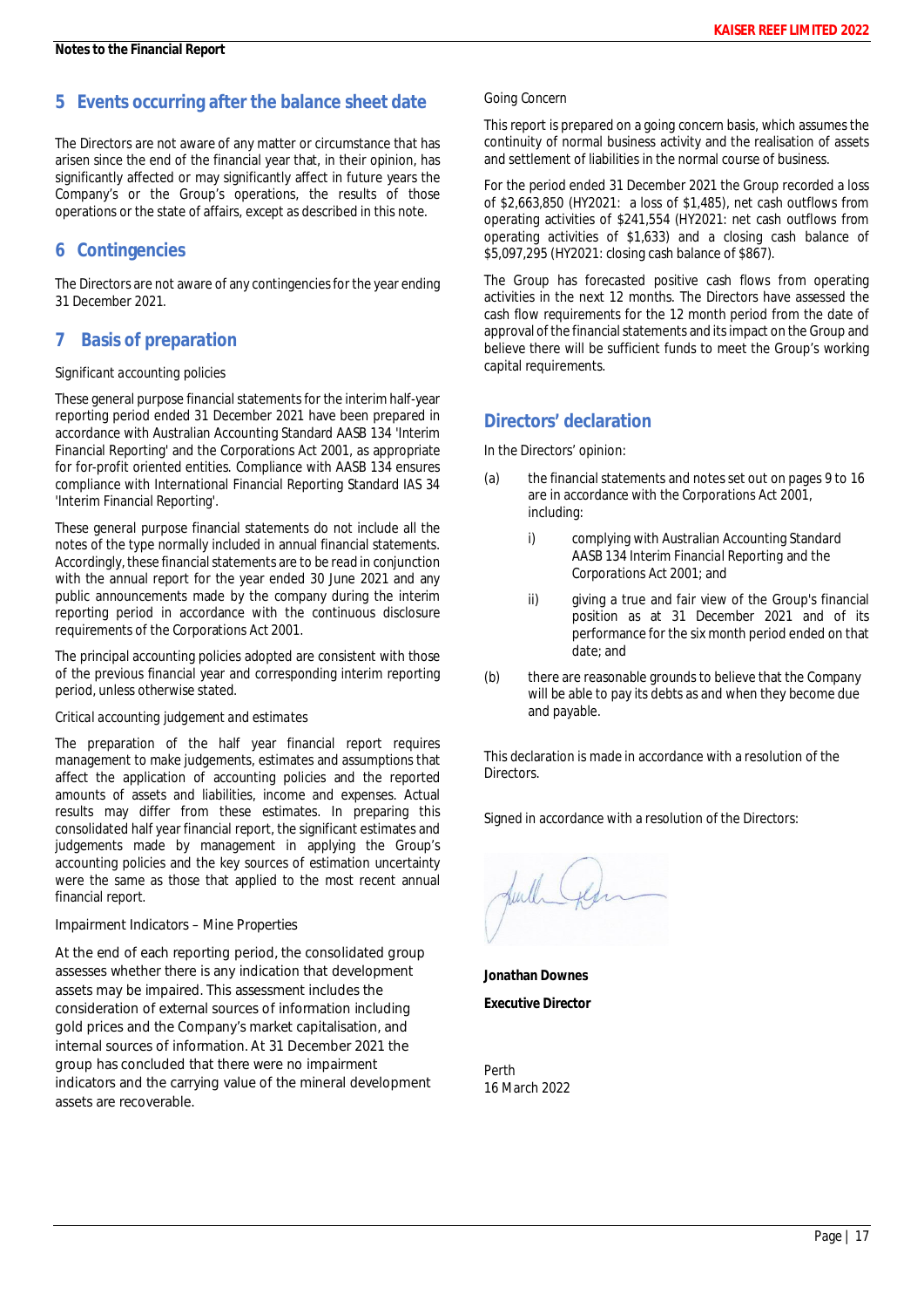Notes to the Financial Report

## 5 Events occurring after the balance sheet date

The Directors are not aware of any matter or circumstance that has arisen since the end of the financial year that, in their opinion, has significantly affected or may significantly affect in future years the Company's or the Group's operations, the results of those operations or the state of affairs, except as described in this note.

## 6 Contingencies

The Directors are not aware of any contingencies for the year ending 31 December 2021.

## 7 Basis of preparation

*Significant accounting policies*

These general purpose financial statements for the interim half-year reporting period ended 31 December 2021 have been prepared in accordance with Australian Accounting Standard AASB 134 'Interim Financial Reporting' and the Corporations Act 2001, as appropriate for for-profit oriented entities. Compliance with AASB 134 ensures compliance with International Financial Reporting Standard IAS 34 'Interim Financial Reporting'.

These general purpose financial statements do not include all the notes of the type normally included in annual financial statements. Accordingly, these financial statements are to be read in conjunction with the annual report for the year ended 30 June 2021 and any public announcements made by the company during the interim reporting period in accordance with the continuous disclosure requirements of the Corporations Act 2001.

The principal accounting policies adopted are consistent with those of the previous financial year and corresponding interim reporting period, unless otherwise stated.

*Critical accounting judgement and estimates*

The preparation of the half year financial report requires management to make judgements, estimates and assumptions that affect the application of accounting policies and the reported amounts of assets and liabilities, income and expenses. Actual results may differ from these estimates. In preparing this consolidated half year financial report, the significant estimates and judgements made by management in applying the Group's accounting policies and the key sources of estimation uncertainty were the same as those that applied to the most recent annual financial report.

Impairment Indicators – Mine Properties

At the end of each reporting period, the consolidated group assesses whether there is any indication that development assets may be impaired. This assessment includes the consideration of external sources of information including gold prices and the Company's market capitalisation, and internal sources of information. At 31 December 2021 the group has concluded that there were no impairment indicators and the carrying value of the mineral development assets are recoverable.

Going Concern

This report is prepared on a going concern basis, which assumes the continuity of normal business activity and the realisation of assets and settlement of liabilities in the normal course of business.

For the period ended 31 December 2021 the Group recorded a loss of $2,663,850 (HY2021: a loss of $1,485), net cash outflows from operating activities of $241,554 (HY2021: net cash outflows from operating activities of $1,633) and a closing cash balance of $5,097,295 (HY2021: closing cash balance of $867).

The Group has forecasted positive cash flows from operating activities in the next 12 months. The Directors have assessed the cash flow requirements for the 12 month period from the date of approval of the financial statements and its impact on the Group and believe there will be sufficient funds to meet the Group's working capital requirements.

## Directors' declaration

In the Directors' opinion:

(a) the financial statements and notes set out on pages 9 to 16 are in accordance with the Corporations Act 2001, including:

  i) complying with Australian Accounting Standard AASB 134 Interim Financial Reporting and the Corporations Act 2001; and

  ii) giving a true and fair view of the Group's financial position as at 31 December 2021 and of its performance for the six month period ended on that date; and

(b) there are reasonable grounds to believe that the Company will be able to pay its debts as and when they become due and payable.

This declaration is made in accordance with a resolution of the Directors.

Signed in accordance with a resolution of the Directors:

**Jonathan Downes**

**Executive Director**

Perth
16 March 2022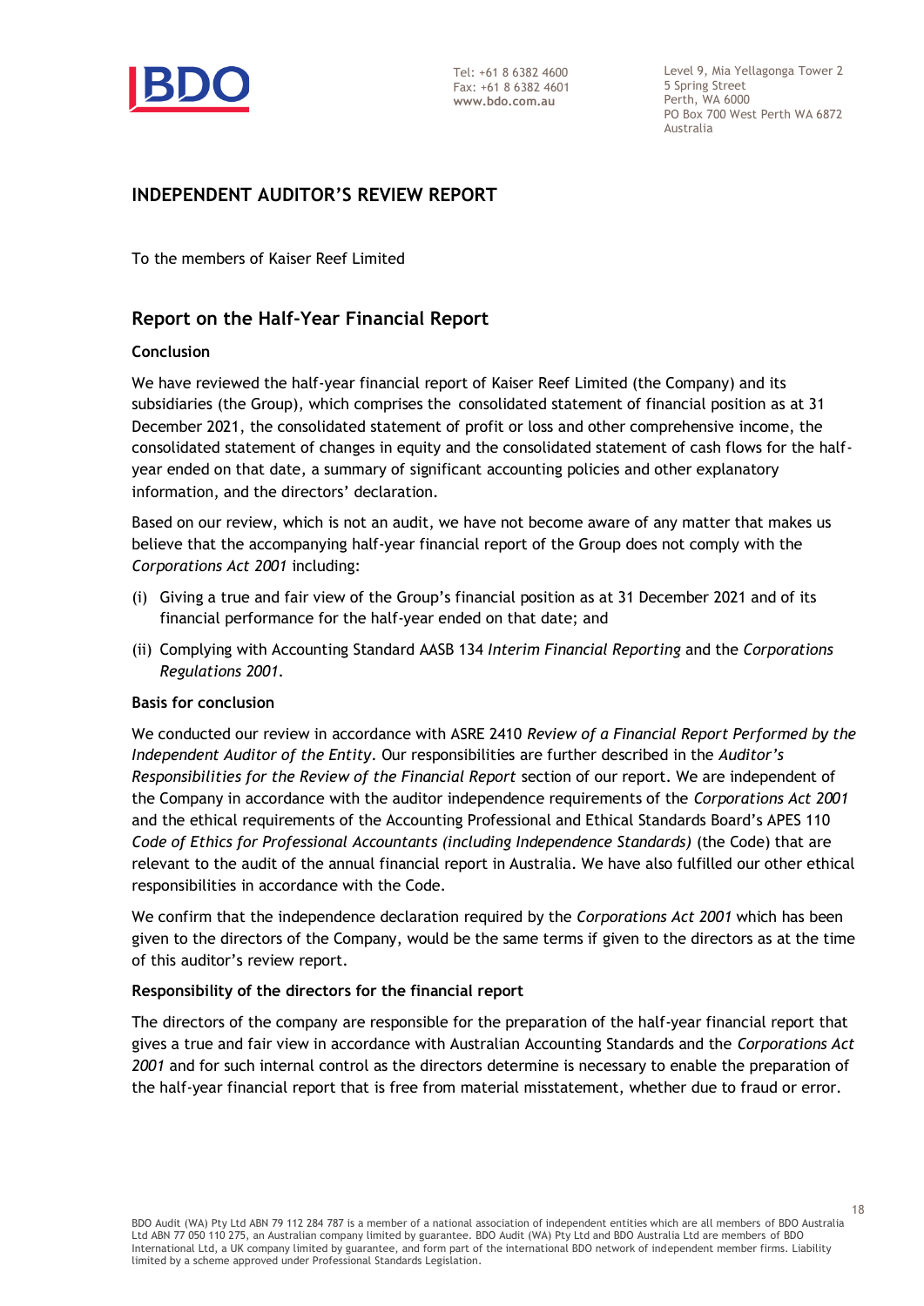# INDEPENDENT AUDITOR'S REVIEW REPORT

To the members of Kaiser Reef Limited

## Report on the Half-Year Financial Report

### Conclusion

We have reviewed the half-year financial report of Kaiser Reef Limited (the Company) and its subsidiaries (the Group), which comprises the consolidated statement of financial position as at 31 December 2021, the consolidated statement of profit or loss and other comprehensive income, the consolidated statement of changes in equity and the consolidated statement of cash flows for the half-year ended on that date, a summary of significant accounting policies and other explanatory information, and the directors' declaration.

Based on our review, which is not an audit, we have not become aware of any matter that makes us believe that the accompanying half-year financial report of the Group does not comply with the *Corporations Act 2001* including:

(i) Giving a true and fair view of the Group's financial position as at 31 December 2021 and of its financial performance for the half-year ended on that date; and

(ii) Complying with Accounting Standard AASB 134 *Interim Financial Reporting* and the *Corporations Regulations 2001*.

### Basis for conclusion

We conducted our review in accordance with ASRE 2410 *Review of a Financial Report Performed by the Independent Auditor of the Entity*. Our responsibilities are further described in the *Auditor's Responsibilities for the Review of the Financial Report* section of our report. We are independent of the Company in accordance with the auditor independence requirements of the *Corporations Act 2001* and the ethical requirements of the Accounting Professional and Ethical Standards Board's APES 110 *Code of Ethics for Professional Accountants (including Independence Standards)* (the Code) that are relevant to the audit of the annual financial report in Australia. We have also fulfilled our other ethical responsibilities in accordance with the Code.

We confirm that the independence declaration required by the *Corporations Act 2001* which has been given to the directors of the Company, would be the same terms if given to the directors as at the time of this auditor's review report.

### Responsibility of the directors for the financial report

The directors of the company are responsible for the preparation of the half-year financial report that gives a true and fair view in accordance with Australian Accounting Standards and the *Corporations Act 2001* and for such internal control as the directors determine is necessary to enable the preparation of the half-year financial report that is free from material misstatement, whether due to fraud or error.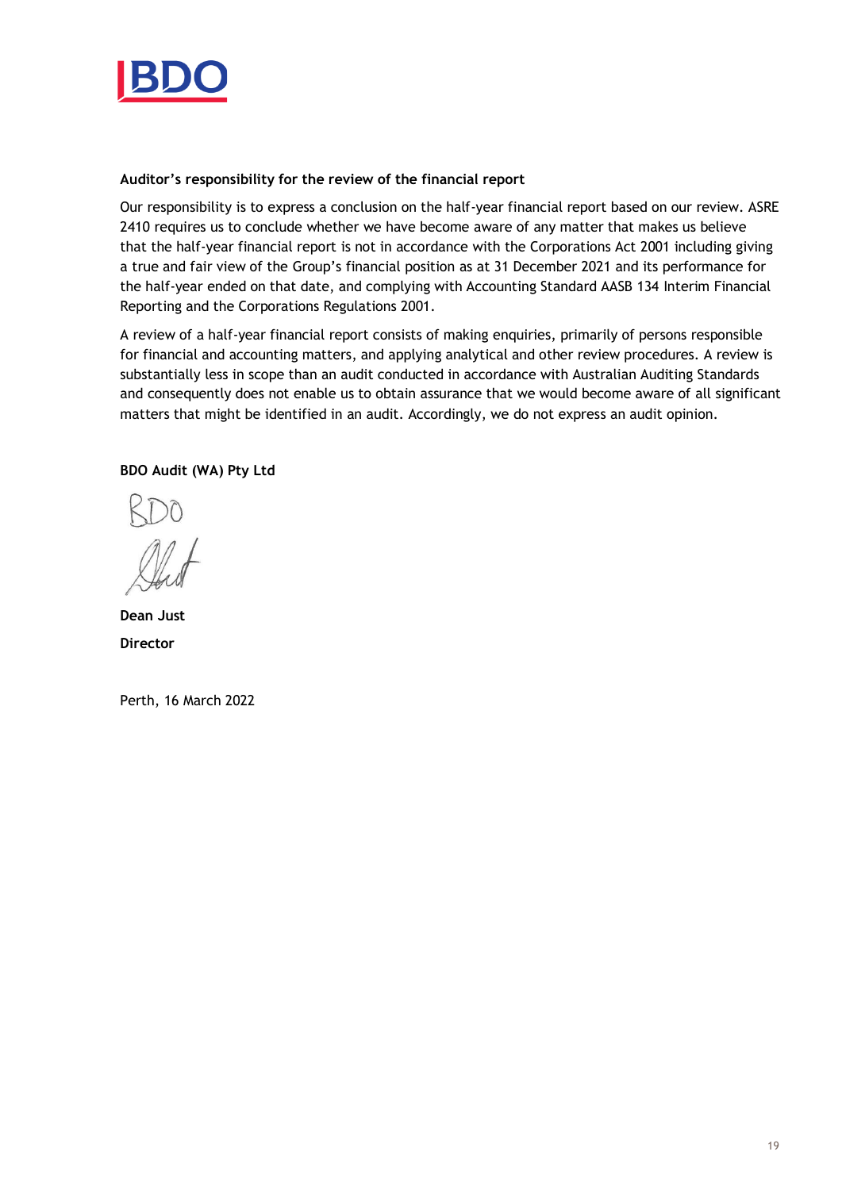**Auditor's responsibility for the review of the financial report**

Our responsibility is to express a conclusion on the half-year financial report based on our review. ASRE 2410 requires us to conclude whether we have become aware of any matter that makes us believe that the half-year financial report is not in accordance with the Corporations Act 2001 including giving a true and fair view of the Group's financial position as at 31 December 2021 and its performance for the half-year ended on that date, and complying with Accounting Standard AASB 134 Interim Financial Reporting and the Corporations Regulations 2001.

A review of a half-year financial report consists of making enquiries, primarily of persons responsible for financial and accounting matters, and applying analytical and other review procedures. A review is substantially less in scope than an audit conducted in accordance with Australian Auditing Standards and consequently does not enable us to obtain assurance that we would become aware of all significant matters that might be identified in an audit. Accordingly, we do not express an audit opinion.

**BDO Audit (WA) Pty Ltd**

**Dean Just**

**Director**

Perth, 16 March 2022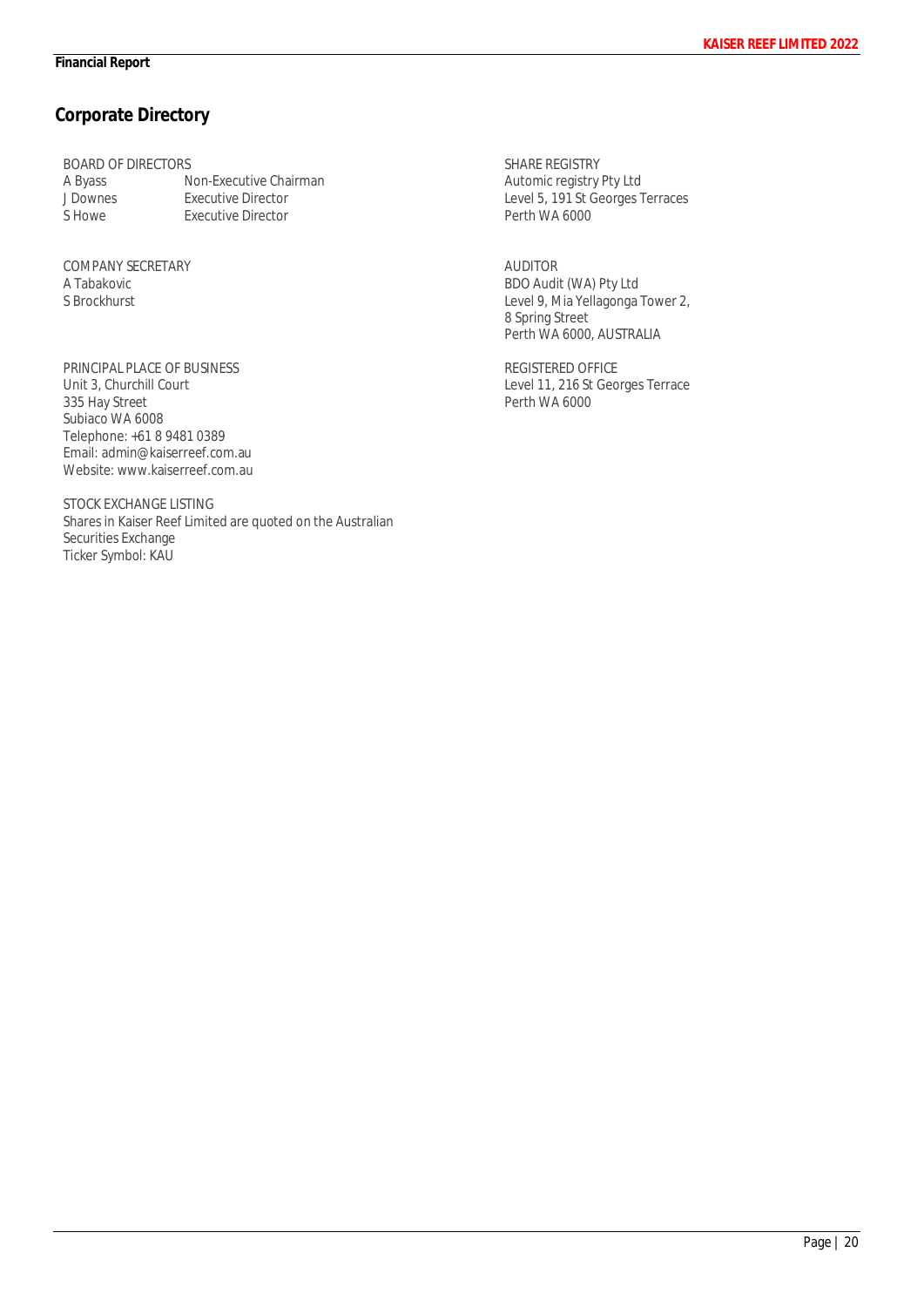# Corporate Directory

BOARD OF DIRECTORS

| | |
|---|---|
| A Byass | Non-Executive Chairman |
| J Downes | Executive Director |
| S Howe | Executive Director |

COMPANY SECRETARY
A Tabakovic
S Brockhurst

PRINCIPAL PLACE OF BUSINESS
Unit 3, Churchill Court
335 Hay Street
Subiaco WA 6008
Telephone: +61 8 9481 0389
Email: admin@kaiserreef.com.au
Website: www.kaiserreef.com.au

STOCK EXCHANGE LISTING
Shares in Kaiser Reef Limited are quoted on the Australian Securities Exchange
Ticker Symbol: KAU

SHARE REGISTRY
Automic registry Pty Ltd
Level 5, 191 St Georges Terraces
Perth WA 6000

AUDITOR
BDO Audit (WA) Pty Ltd
Level 9, Mia Yellagonga Tower 2,
8 Spring Street
Perth WA 6000, AUSTRALIA

REGISTERED OFFICE
Level 11, 216 St Georges Terrace
Perth WA 6000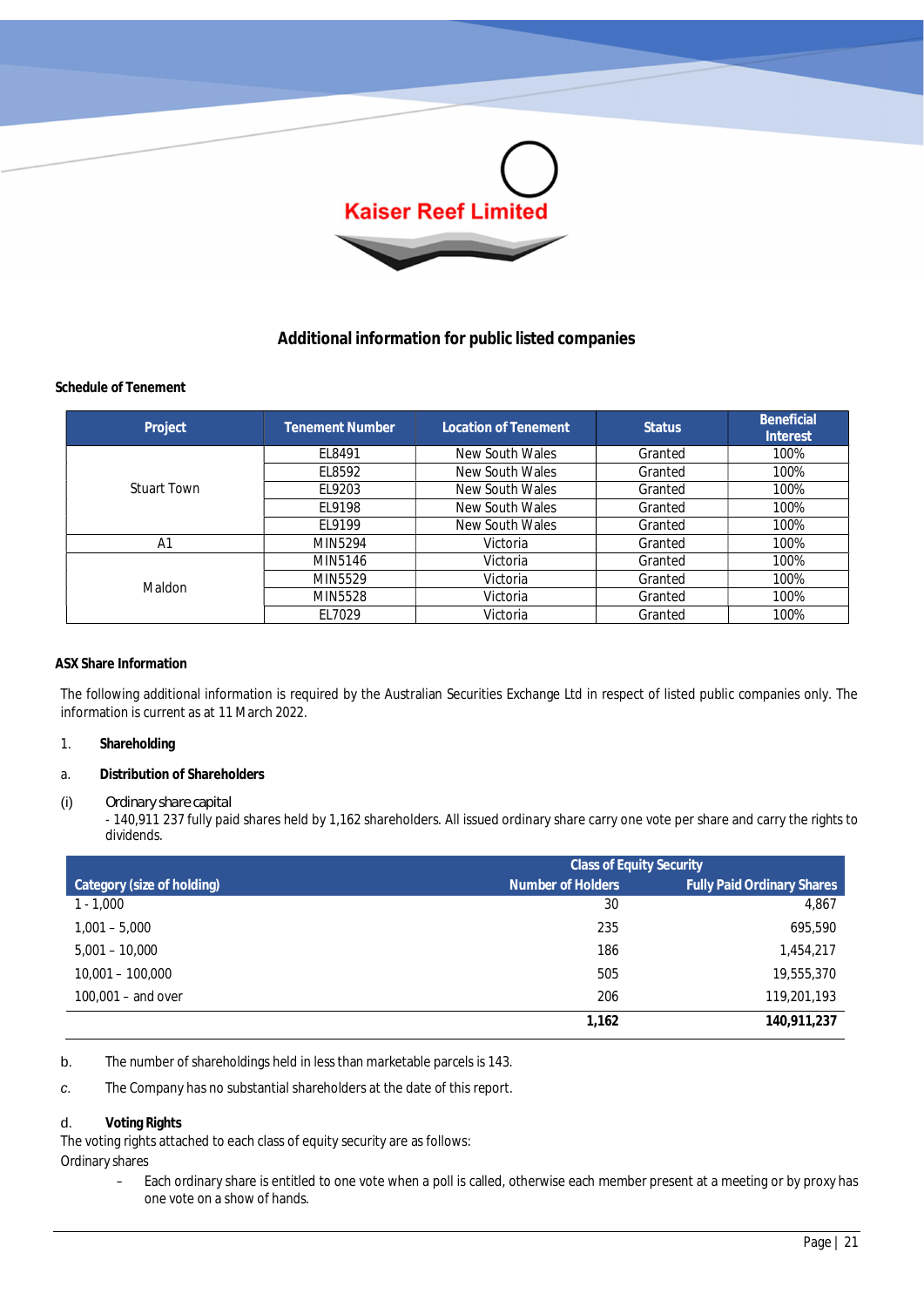Kaiser Reef Limited

## Additional information for public listed companies

### Schedule of Tenement

| Project | Tenement Number | Location of Tenement | Status | Beneficial Interest |
|---|---|---|---|---|
| Stuart Town | EL8491 | New South Wales | Granted | 100% |
| | EL8592 | New South Wales | Granted | 100% |
| | EL9203 | New South Wales | Granted | 100% |
| | EL9198 | New South Wales | Granted | 100% |
| | EL9199 | New South Wales | Granted | 100% |
| A1 | MIN5294 | Victoria | Granted | 100% |
| Maldon | MIN5146 | Victoria | Granted | 100% |
| | MIN5529 | Victoria | Granted | 100% |
| | MIN5528 | Victoria | Granted | 100% |
| | EL7029 | Victoria | Granted | 100% |

### ASX Share Information

The following additional information is required by the Australian Securities Exchange Ltd in respect of listed public companies only. The information is current as at 11 March 2022.

1. **Shareholding**

a. **Distribution of Shareholders**

(i) Ordinary share capital

- 140,911 237 fully paid shares held by 1,162 shareholders. All issued ordinary share carry one vote per share and carry the rights to dividends.

| | Class of Equity Security | |
|---|---|---|
| Category (size of holding) | Number of Holders | Fully Paid Ordinary Shares |
| 1 - 1,000 | 30 | 4,867 |
| 1,001 – 5,000 | 235 | 695,590 |
| 5,001 – 10,000 | 186 | 1,454,217 |
| 10,001 – 100,000 | 505 | 19,555,370 |
| 100,001 – and over | 206 | 119,201,193 |
| | **1,162** | **140,911,237** |

b. The number of shareholdings held in less than marketable parcels is 143.

c. The Company has no substantial shareholders at the date of this report.

d. **Voting Rights**

The voting rights attached to each class of equity security are as follows:

Ordinary shares

- Each ordinary share is entitled to one vote when a poll is called, otherwise each member present at a meeting or by proxy has one vote on a show of hands.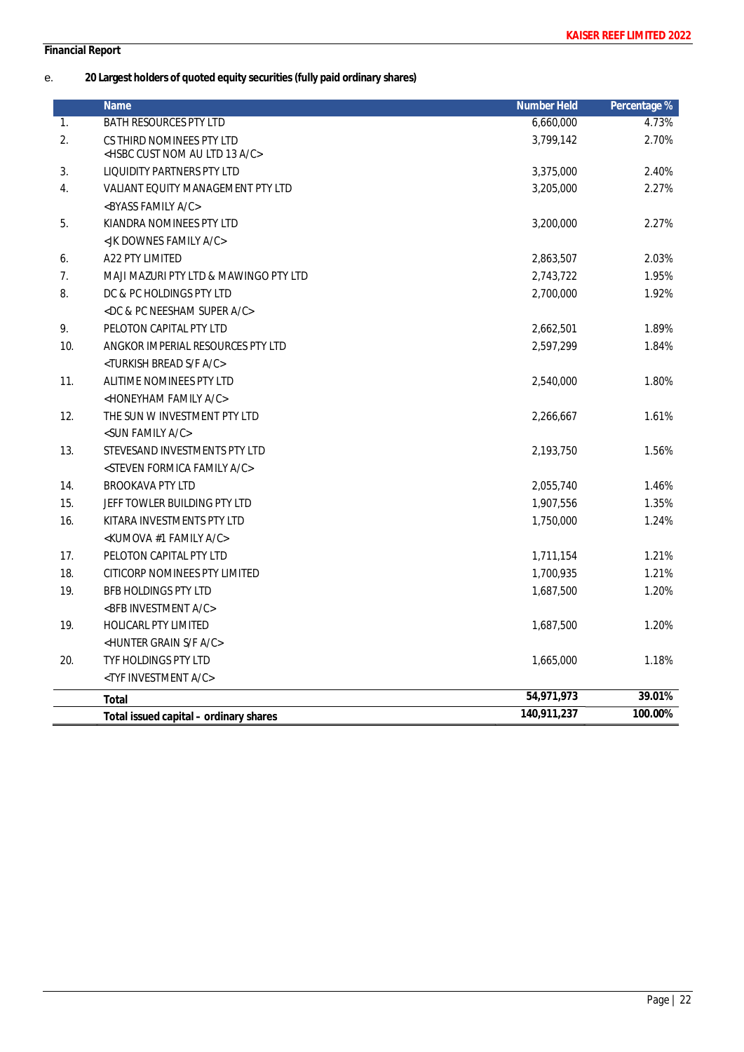Financial Report

e. **20 Largest holders of quoted equity securities (fully paid ordinary shares)**

| | Name | Number Held | Percentage % |
|---|---|---|---|
| 1. | BATH RESOURCES PTY LTD | 6,660,000 | 4.73% |
| 2. | CS THIRD NOMINEES PTY LTD <HSBC CUST NOM AU LTD 13 A/C> | 3,799,142 | 2.70% |
| 3. | LIQUIDITY PARTNERS PTY LTD | 3,375,000 | 2.40% |
| 4. | VALIANT EQUITY MANAGEMENT PTY LTD <BYASS FAMILY A/C> | 3,205,000 | 2.27% |
| 5. | KIANDRA NOMINEES PTY LTD <JK DOWNES FAMILY A/C> | 3,200,000 | 2.27% |
| 6. | A22 PTY LIMITED | 2,863,507 | 2.03% |
| 7. | MAJI MAZURI PTY LTD & MAWINGO PTY LTD | 2,743,722 | 1.95% |
| 8. | DC & PC HOLDINGS PTY LTD <DC & PC NEESHAM SUPER A/C> | 2,700,000 | 1.92% |
| 9. | PELOTON CAPITAL PTY LTD | 2,662,501 | 1.89% |
| 10. | ANGKOR IMPERIAL RESOURCES PTY LTD <TURKISH BREAD S/F A/C> | 2,597,299 | 1.84% |
| 11. | ALITIME NOMINEES PTY LTD <HONEYHAM FAMILY A/C> | 2,540,000 | 1.80% |
| 12. | THE SUN W INVESTMENT PTY LTD <SUN FAMILY A/C> | 2,266,667 | 1.61% |
| 13. | STEVESAND INVESTMENTS PTY LTD <STEVEN FORMICA FAMILY A/C> | 2,193,750 | 1.56% |
| 14. | BROOKAVA PTY LTD | 2,055,740 | 1.46% |
| 15. | JEFF TOWLER BUILDING PTY LTD | 1,907,556 | 1.35% |
| 16. | KITARA INVESTMENTS PTY LTD <KUMOVA #1 FAMILY A/C> | 1,750,000 | 1.24% |
| 17. | PELOTON CAPITAL PTY LTD | 1,711,154 | 1.21% |
| 18. | CITICORP NOMINEES PTY LIMITED | 1,700,935 | 1.21% |
| 19. | BFB HOLDINGS PTY LTD <BFB INVESTMENT A/C> | 1,687,500 | 1.20% |
| 19. | HOLICARL PTY LIMITED <HUNTER GRAIN S/F A/C> | 1,687,500 | 1.20% |
| 20. | TYF HOLDINGS PTY LTD <TYF INVESTMENT A/C> | 1,665,000 | 1.18% |
| | **Total** | **54,971,973** | **39.01%** |
| | **Total issued capital – ordinary shares** | **140,911,237** | **100.00%** |